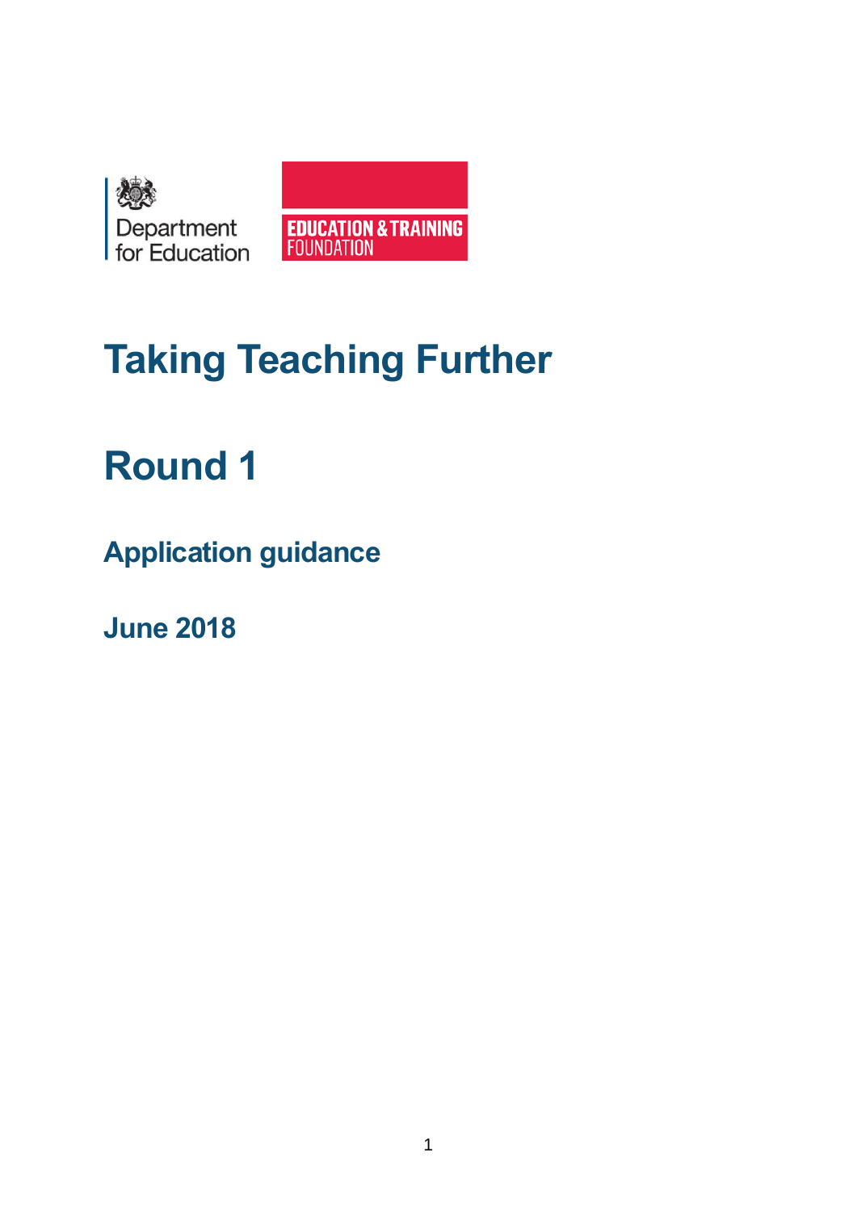Department for Education

EDUCATION & TRAINING FOUNDATION

# Taking Teaching Further

# Round 1

## Application guidance

### June 2018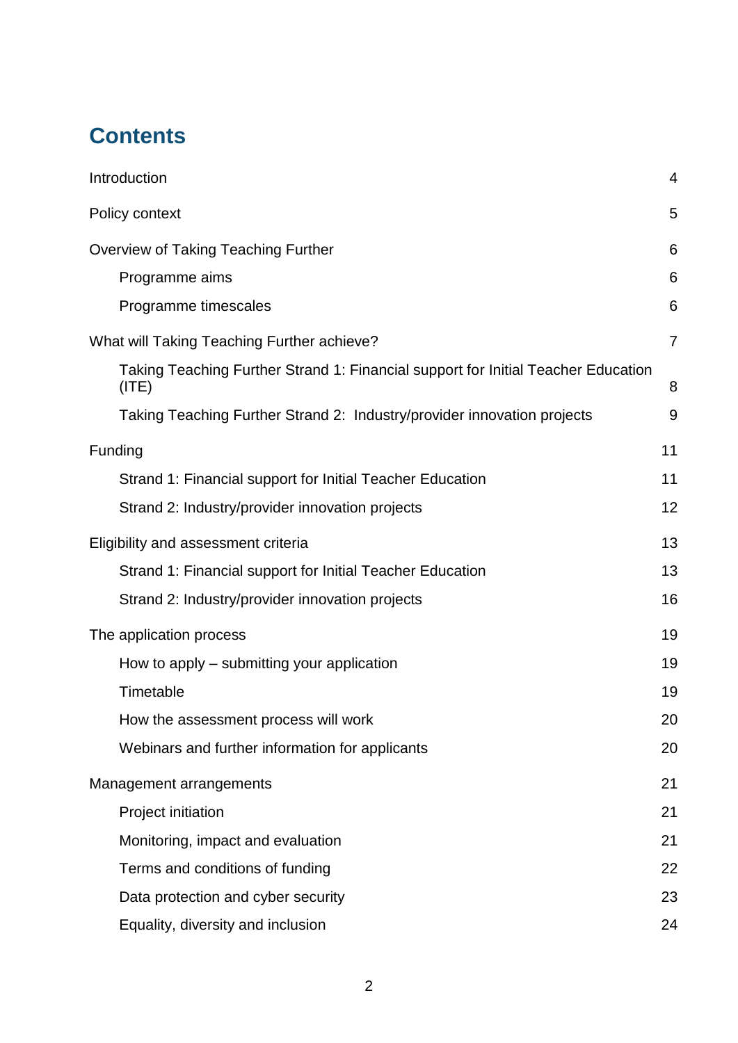## Contents

Introduction 4

Policy context 5

Overview of Taking Teaching Further 6

- Programme aims 6
- Programme timescales 6

What will Taking Teaching Further achieve? 7

- Taking Teaching Further Strand 1: Financial support for Initial Teacher Education (ITE) 8
- Taking Teaching Further Strand 2: Industry/provider innovation projects 9

Funding 11

- Strand 1: Financial support for Initial Teacher Education 11
- Strand 2: Industry/provider innovation projects 12

Eligibility and assessment criteria 13

- Strand 1: Financial support for Initial Teacher Education 13
- Strand 2: Industry/provider innovation projects 16

The application process 19

- How to apply – submitting your application 19
- Timetable 19
- How the assessment process will work 20
- Webinars and further information for applicants 20

Management arrangements 21

- Project initiation 21
- Monitoring, impact and evaluation 21
- Terms and conditions of funding 22
- Data protection and cyber security 23
- Equality, diversity and inclusion 24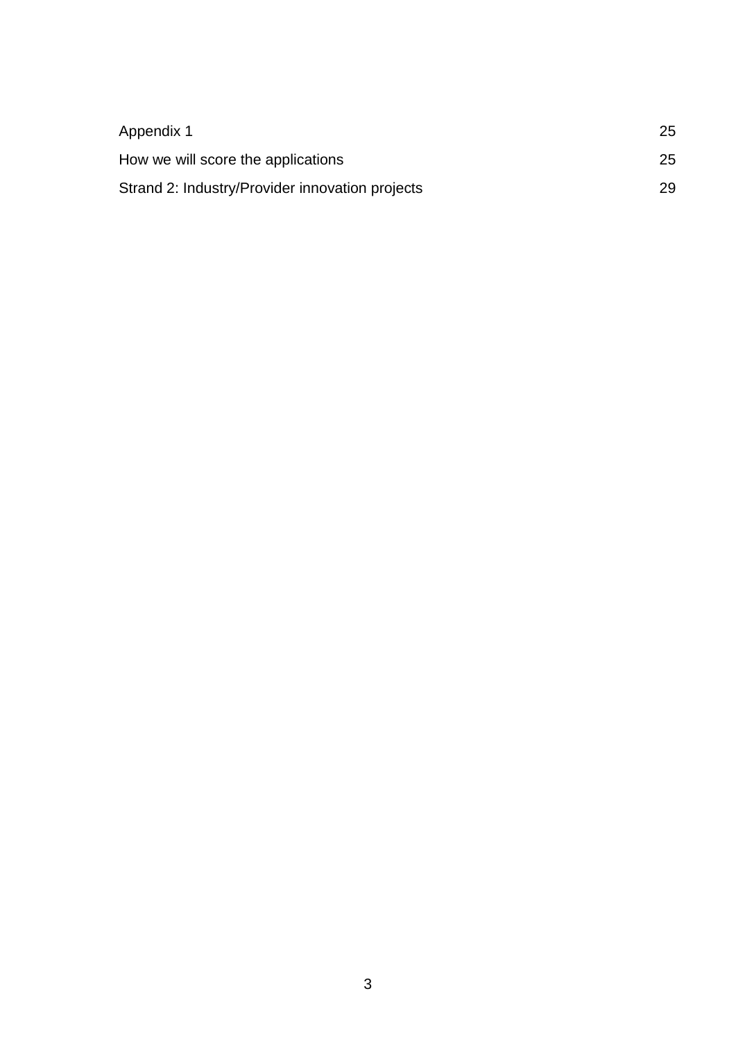| | |
|---|---|
| Appendix 1 | 25 |
| How we will score the applications | 25 |
| Strand 2: Industry/Provider innovation projects | 29 |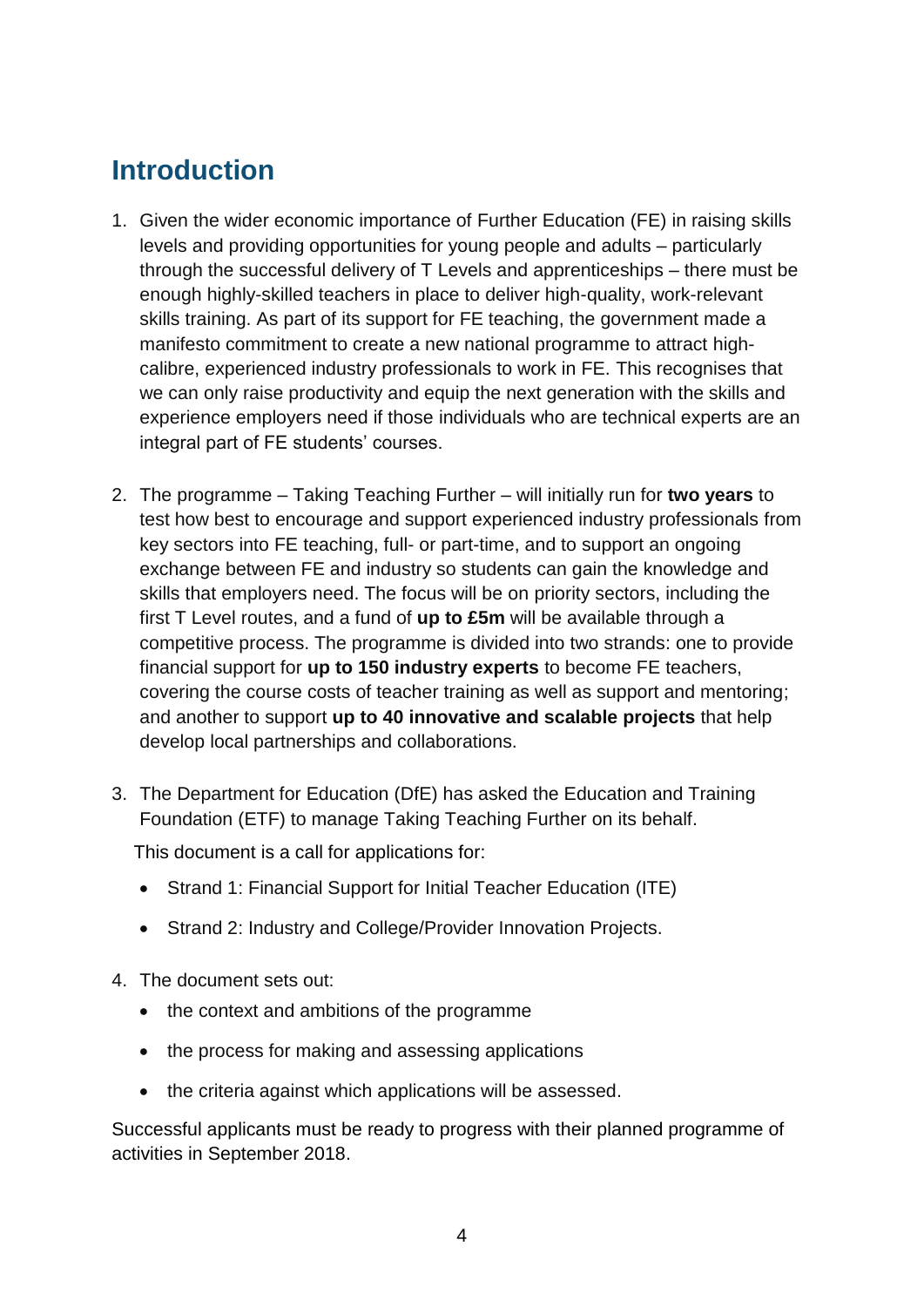## Introduction

1. Given the wider economic importance of Further Education (FE) in raising skills levels and providing opportunities for young people and adults – particularly through the successful delivery of T Levels and apprenticeships – there must be enough highly-skilled teachers in place to deliver high-quality, work-relevant skills training. As part of its support for FE teaching, the government made a manifesto commitment to create a new national programme to attract high-calibre, experienced industry professionals to work in FE. This recognises that we can only raise productivity and equip the next generation with the skills and experience employers need if those individuals who are technical experts are an integral part of FE students' courses.

2. The programme – Taking Teaching Further – will initially run for **two years** to test how best to encourage and support experienced industry professionals from key sectors into FE teaching, full- or part-time, and to support an ongoing exchange between FE and industry so students can gain the knowledge and skills that employers need. The focus will be on priority sectors, including the first T Level routes, and a fund of **up to £5m** will be available through a competitive process. The programme is divided into two strands: one to provide financial support for **up to 150 industry experts** to become FE teachers, covering the course costs of teacher training as well as support and mentoring; and another to support **up to 40 innovative and scalable projects** that help develop local partnerships and collaborations.

3. The Department for Education (DfE) has asked the Education and Training Foundation (ETF) to manage Taking Teaching Further on its behalf.

   This document is a call for applications for:

   - Strand 1: Financial Support for Initial Teacher Education (ITE)
   - Strand 2: Industry and College/Provider Innovation Projects.

4. The document sets out:

   - the context and ambitions of the programme
   - the process for making and assessing applications
   - the criteria against which applications will be assessed.

Successful applicants must be ready to progress with their planned programme of activities in September 2018.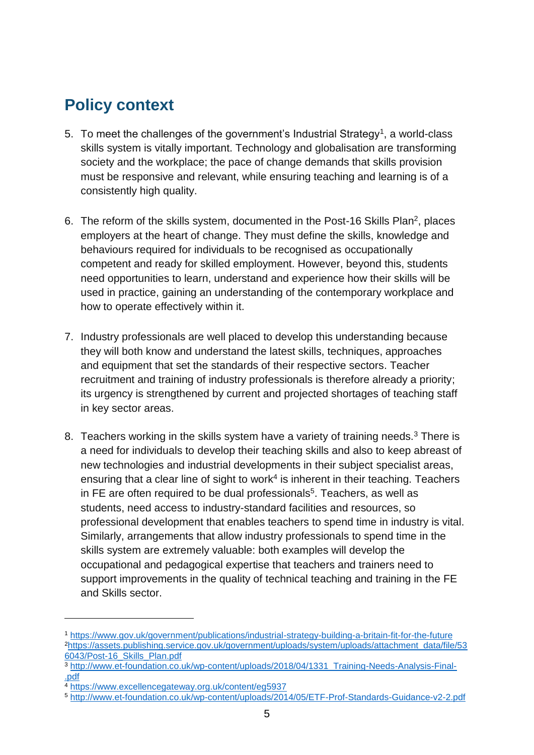## Policy context

5. To meet the challenges of the government's Industrial Strategy[1], a world-class skills system is vitally important. Technology and globalisation are transforming society and the workplace; the pace of change demands that skills provision must be responsive and relevant, while ensuring teaching and learning is of a consistently high quality.

6. The reform of the skills system, documented in the Post-16 Skills Plan[2], places employers at the heart of change. They must define the skills, knowledge and behaviours required for individuals to be recognised as occupationally competent and ready for skilled employment. However, beyond this, students need opportunities to learn, understand and experience how their skills will be used in practice, gaining an understanding of the contemporary workplace and how to operate effectively within it.

7. Industry professionals are well placed to develop this understanding because they will both know and understand the latest skills, techniques, approaches and equipment that set the standards of their respective sectors. Teacher recruitment and training of industry professionals is therefore already a priority; its urgency is strengthened by current and projected shortages of teaching staff in key sector areas.

8. Teachers working in the skills system have a variety of training needs.[3] There is a need for individuals to develop their teaching skills and also to keep abreast of new technologies and industrial developments in their subject specialist areas, ensuring that a clear line of sight to work[4] is inherent in their teaching. Teachers in FE are often required to be dual professionals[5]. Teachers, as well as students, need access to industry-standard facilities and resources, so professional development that enables teachers to spend time in industry is vital. Similarly, arrangements that allow industry professionals to spend time in the skills system are extremely valuable: both examples will develop the occupational and pedagogical expertise that teachers and trainers need to support improvements in the quality of technical teaching and training in the FE and Skills sector.

---

[1] https://www.gov.uk/government/publications/industrial-strategy-building-a-britain-fit-for-the-future

[2] https://assets.publishing.service.gov.uk/government/uploads/system/uploads/attachment_data/file/536043/Post-16_Skills_Plan.pdf

[3] http://www.et-foundation.co.uk/wp-content/uploads/2018/04/1331_Training-Needs-Analysis-Final-.pdf

[4] https://www.excellencegateway.org.uk/content/eg5937

[5] http://www.et-foundation.co.uk/wp-content/uploads/2014/05/ETF-Prof-Standards-Guidance-v2-2.pdf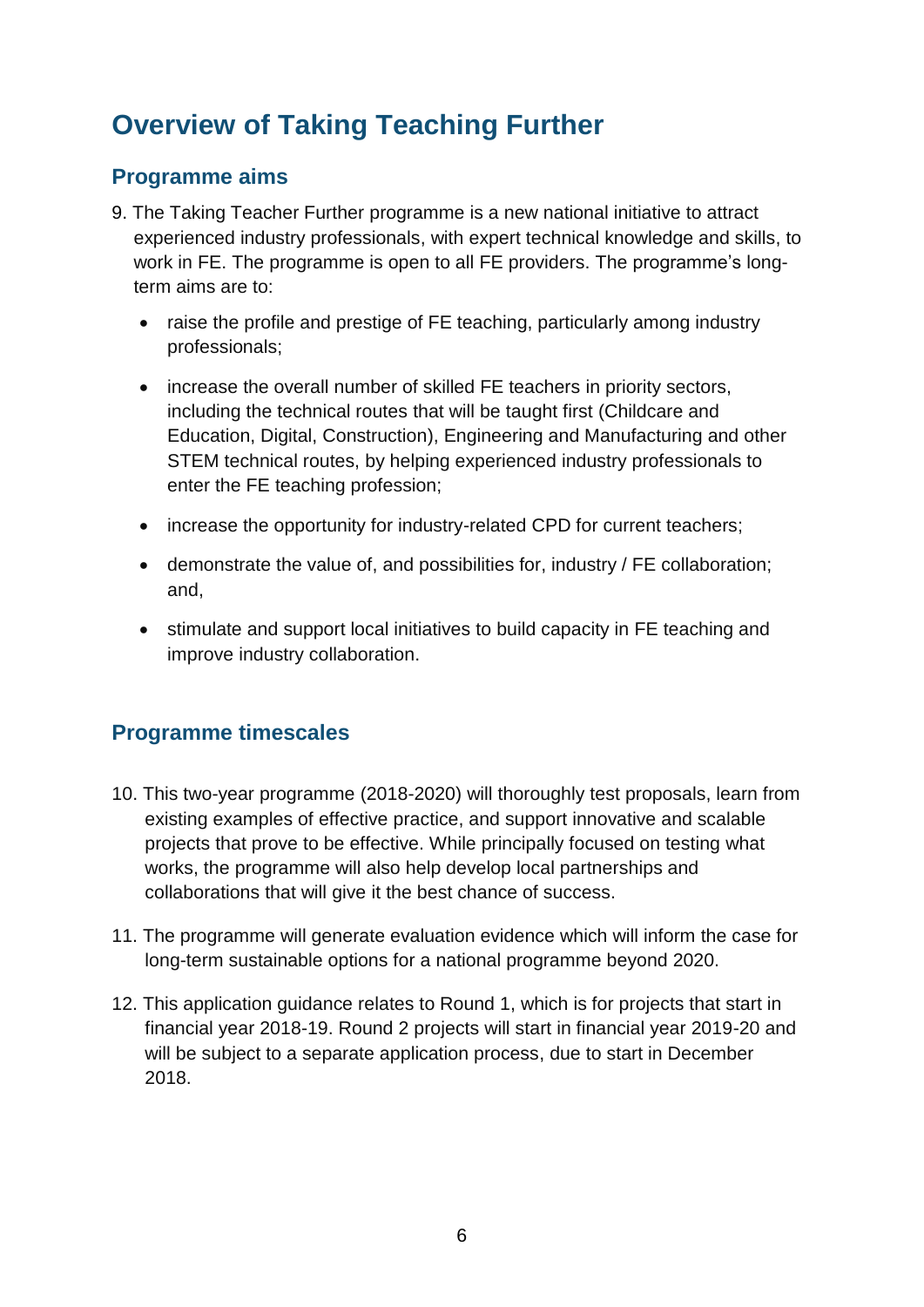# Overview of Taking Teaching Further

## Programme aims

9. The Taking Teacher Further programme is a new national initiative to attract experienced industry professionals, with expert technical knowledge and skills, to work in FE. The programme is open to all FE providers. The programme's long-term aims are to:

   - raise the profile and prestige of FE teaching, particularly among industry professionals;
   - increase the overall number of skilled FE teachers in priority sectors, including the technical routes that will be taught first (Childcare and Education, Digital, Construction), Engineering and Manufacturing and other STEM technical routes, by helping experienced industry professionals to enter the FE teaching profession;
   - increase the opportunity for industry-related CPD for current teachers;
   - demonstrate the value of, and possibilities for, industry / FE collaboration; and,
   - stimulate and support local initiatives to build capacity in FE teaching and improve industry collaboration.

## Programme timescales

10. This two-year programme (2018-2020) will thoroughly test proposals, learn from existing examples of effective practice, and support innovative and scalable projects that prove to be effective. While principally focused on testing what works, the programme will also help develop local partnerships and collaborations that will give it the best chance of success.

11. The programme will generate evaluation evidence which will inform the case for long-term sustainable options for a national programme beyond 2020.

12. This application guidance relates to Round 1, which is for projects that start in financial year 2018-19. Round 2 projects will start in financial year 2019-20 and will be subject to a separate application process, due to start in December 2018.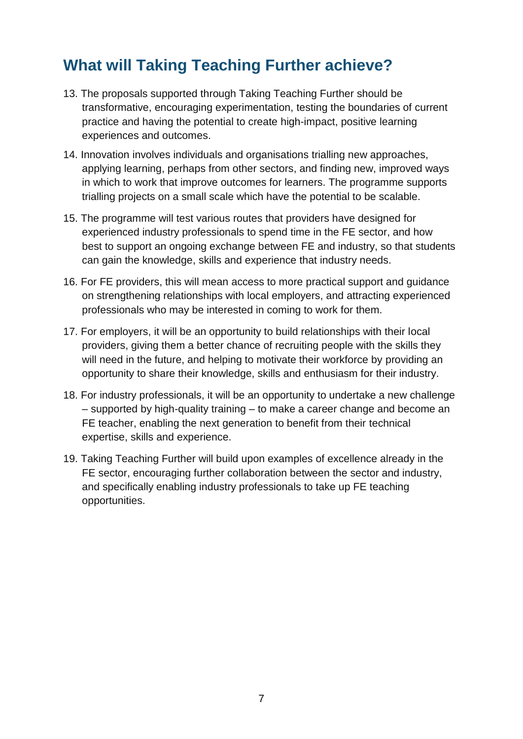## What will Taking Teaching Further achieve?

13. The proposals supported through Taking Teaching Further should be transformative, encouraging experimentation, testing the boundaries of current practice and having the potential to create high-impact, positive learning experiences and outcomes.

14. Innovation involves individuals and organisations trialling new approaches, applying learning, perhaps from other sectors, and finding new, improved ways in which to work that improve outcomes for learners. The programme supports trialling projects on a small scale which have the potential to be scalable.

15. The programme will test various routes that providers have designed for experienced industry professionals to spend time in the FE sector, and how best to support an ongoing exchange between FE and industry, so that students can gain the knowledge, skills and experience that industry needs.

16. For FE providers, this will mean access to more practical support and guidance on strengthening relationships with local employers, and attracting experienced professionals who may be interested in coming to work for them.

17. For employers, it will be an opportunity to build relationships with their local providers, giving them a better chance of recruiting people with the skills they will need in the future, and helping to motivate their workforce by providing an opportunity to share their knowledge, skills and enthusiasm for their industry.

18. For industry professionals, it will be an opportunity to undertake a new challenge – supported by high-quality training – to make a career change and become an FE teacher, enabling the next generation to benefit from their technical expertise, skills and experience.

19. Taking Teaching Further will build upon examples of excellence already in the FE sector, encouraging further collaboration between the sector and industry, and specifically enabling industry professionals to take up FE teaching opportunities.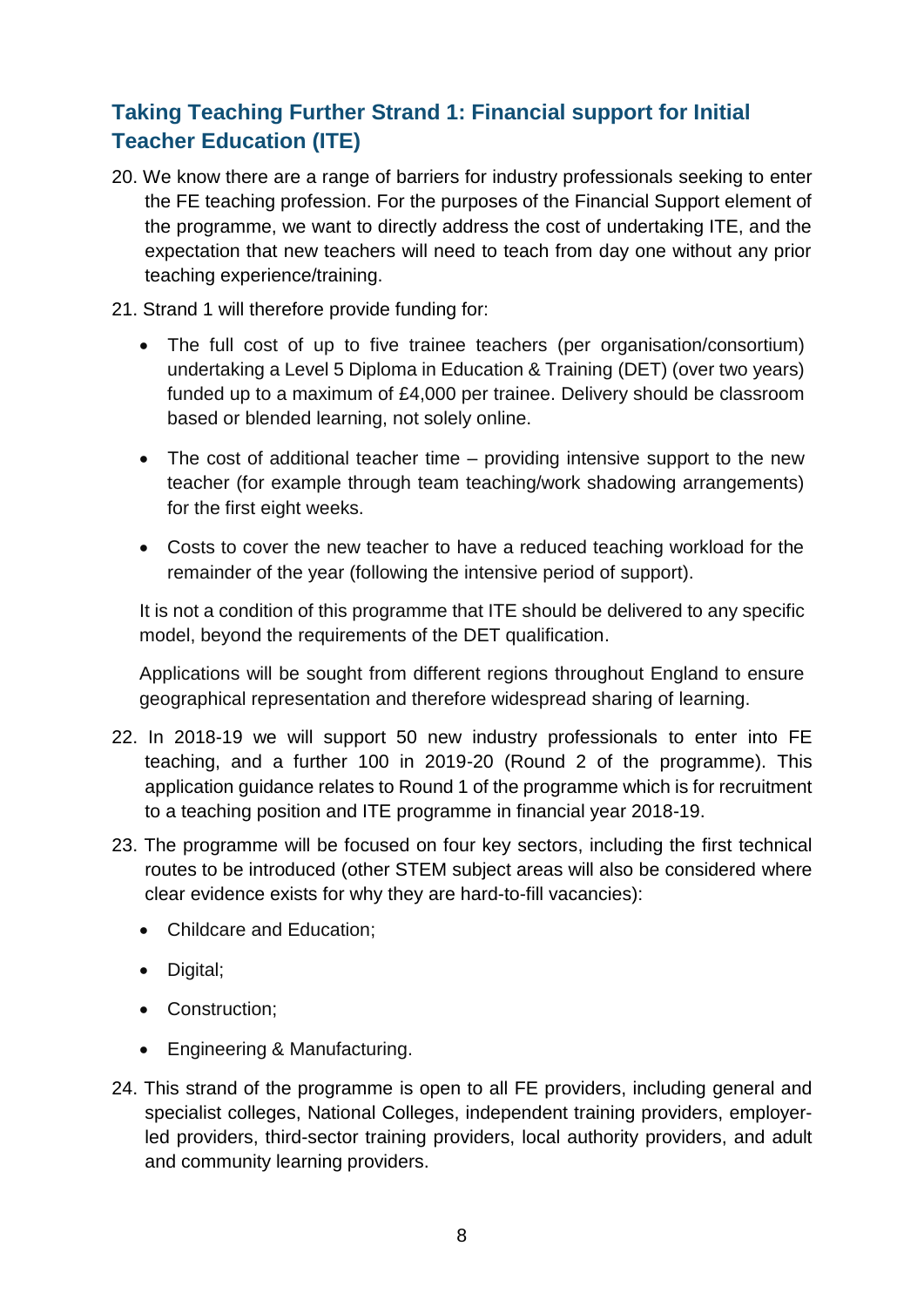## Taking Teaching Further Strand 1: Financial support for Initial Teacher Education (ITE)

20. We know there are a range of barriers for industry professionals seeking to enter the FE teaching profession. For the purposes of the Financial Support element of the programme, we want to directly address the cost of undertaking ITE, and the expectation that new teachers will need to teach from day one without any prior teaching experience/training.

21. Strand 1 will therefore provide funding for:

    - The full cost of up to five trainee teachers (per organisation/consortium) undertaking a Level 5 Diploma in Education & Training (DET) (over two years) funded up to a maximum of £4,000 per trainee. Delivery should be classroom based or blended learning, not solely online.

    - The cost of additional teacher time – providing intensive support to the new teacher (for example through team teaching/work shadowing arrangements) for the first eight weeks.

    - Costs to cover the new teacher to have a reduced teaching workload for the remainder of the year (following the intensive period of support).

    It is not a condition of this programme that ITE should be delivered to any specific model, beyond the requirements of the DET qualification.

    Applications will be sought from different regions throughout England to ensure geographical representation and therefore widespread sharing of learning.

22. In 2018-19 we will support 50 new industry professionals to enter into FE teaching, and a further 100 in 2019-20 (Round 2 of the programme). This application guidance relates to Round 1 of the programme which is for recruitment to a teaching position and ITE programme in financial year 2018-19.

23. The programme will be focused on four key sectors, including the first technical routes to be introduced (other STEM subject areas will also be considered where clear evidence exists for why they are hard-to-fill vacancies):

    - Childcare and Education;
    - Digital;
    - Construction;
    - Engineering & Manufacturing.

24. This strand of the programme is open to all FE providers, including general and specialist colleges, National Colleges, independent training providers, employer-led providers, third-sector training providers, local authority providers, and adult and community learning providers.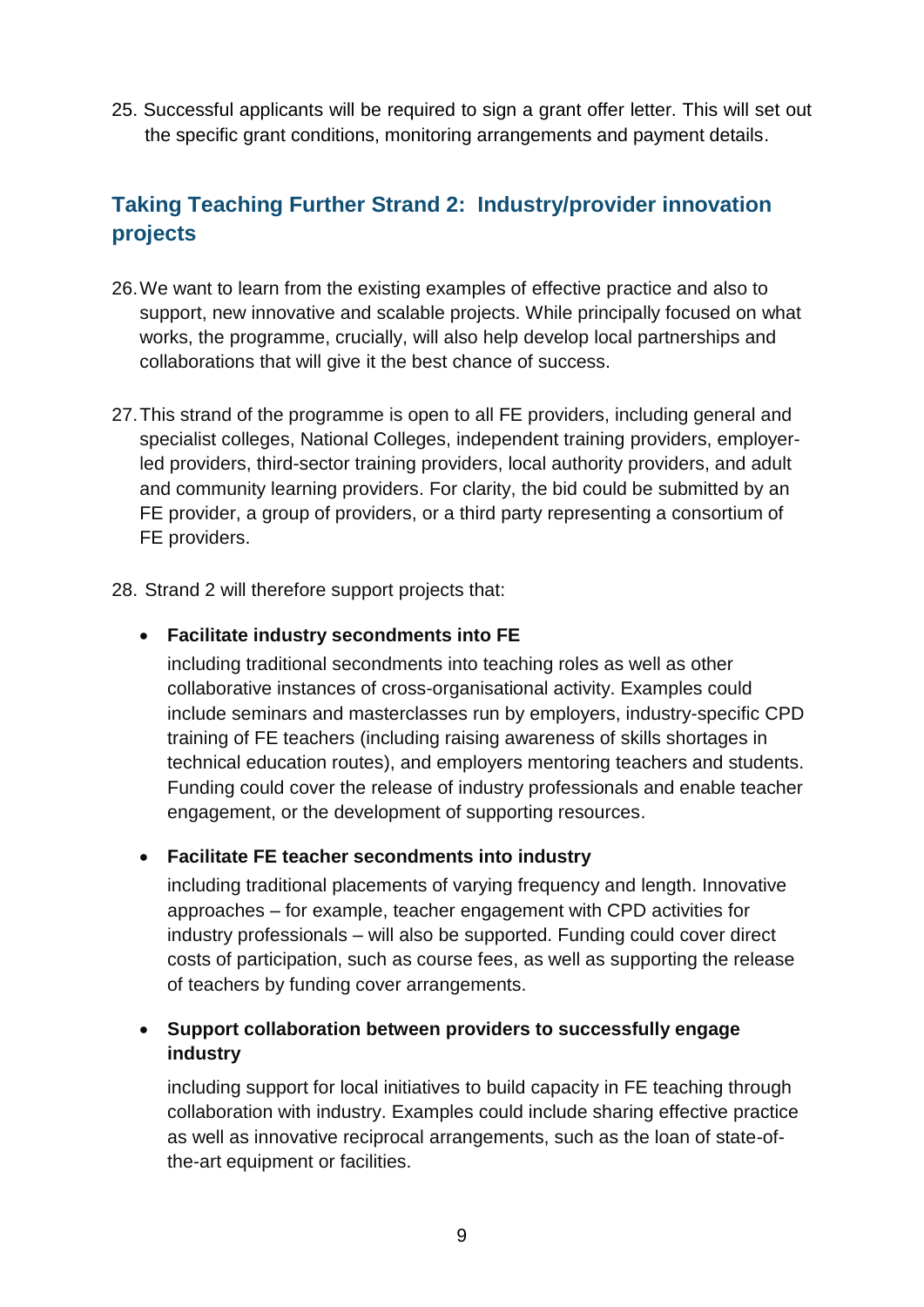25. Successful applicants will be required to sign a grant offer letter. This will set out the specific grant conditions, monitoring arrangements and payment details.

## Taking Teaching Further Strand 2: Industry/provider innovation projects

26. We want to learn from the existing examples of effective practice and also to support, new innovative and scalable projects. While principally focused on what works, the programme, crucially, will also help develop local partnerships and collaborations that will give it the best chance of success.

27. This strand of the programme is open to all FE providers, including general and specialist colleges, National Colleges, independent training providers, employer-led providers, third-sector training providers, local authority providers, and adult and community learning providers. For clarity, the bid could be submitted by an FE provider, a group of providers, or a third party representing a consortium of FE providers.

28. Strand 2 will therefore support projects that:

- **Facilitate industry secondments into FE**

  including traditional secondments into teaching roles as well as other collaborative instances of cross-organisational activity. Examples could include seminars and masterclasses run by employers, industry-specific CPD training of FE teachers (including raising awareness of skills shortages in technical education routes), and employers mentoring teachers and students. Funding could cover the release of industry professionals and enable teacher engagement, or the development of supporting resources.

- **Facilitate FE teacher secondments into industry**

  including traditional placements of varying frequency and length. Innovative approaches – for example, teacher engagement with CPD activities for industry professionals – will also be supported. Funding could cover direct costs of participation, such as course fees, as well as supporting the release of teachers by funding cover arrangements.

- **Support collaboration between providers to successfully engage industry**

  including support for local initiatives to build capacity in FE teaching through collaboration with industry. Examples could include sharing effective practice as well as innovative reciprocal arrangements, such as the loan of state-of-the-art equipment or facilities.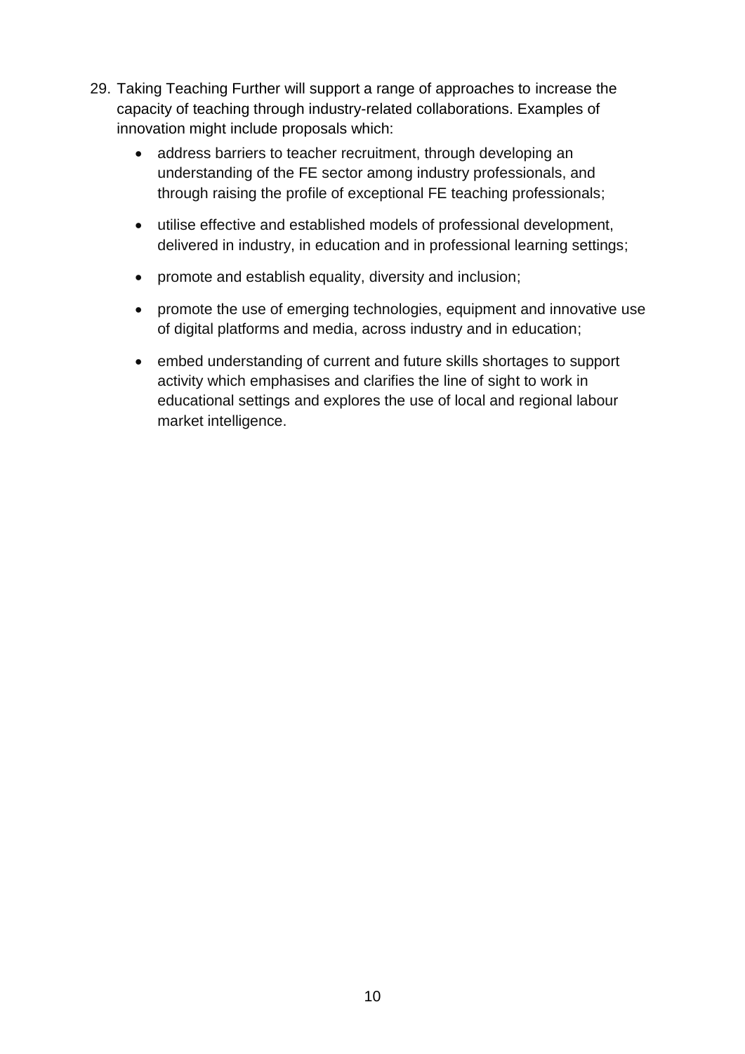29. Taking Teaching Further will support a range of approaches to increase the capacity of teaching through industry-related collaborations. Examples of innovation might include proposals which:

    - address barriers to teacher recruitment, through developing an understanding of the FE sector among industry professionals, and through raising the profile of exceptional FE teaching professionals;
    - utilise effective and established models of professional development, delivered in industry, in education and in professional learning settings;
    - promote and establish equality, diversity and inclusion;
    - promote the use of emerging technologies, equipment and innovative use of digital platforms and media, across industry and in education;
    - embed understanding of current and future skills shortages to support activity which emphasises and clarifies the line of sight to work in educational settings and explores the use of local and regional labour market intelligence.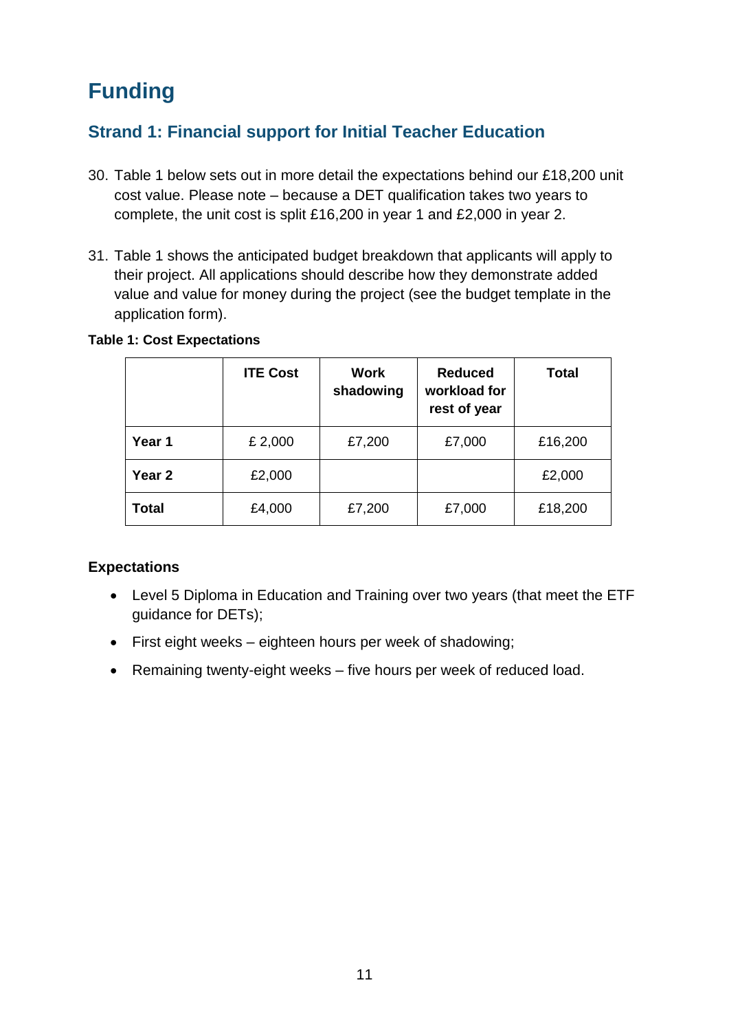# Funding

## Strand 1: Financial support for Initial Teacher Education

30. Table 1 below sets out in more detail the expectations behind our £18,200 unit cost value. Please note – because a DET qualification takes two years to complete, the unit cost is split £16,200 in year 1 and £2,000 in year 2.

31. Table 1 shows the anticipated budget breakdown that applicants will apply to their project. All applications should describe how they demonstrate added value and value for money during the project (see the budget template in the application form).

**Table 1: Cost Expectations**

| | ITE Cost | Work shadowing | Reduced workload for rest of year | Total |
|---|---|---|---|---|
| **Year 1** | £ 2,000 | £7,200 | £7,000 | £16,200 |
| **Year 2** | £2,000 | | | £2,000 |
| **Total** | £4,000 | £7,200 | £7,000 | £18,200 |

**Expectations**

- Level 5 Diploma in Education and Training over two years (that meet the ETF guidance for DETs);
- First eight weeks – eighteen hours per week of shadowing;
- Remaining twenty-eight weeks – five hours per week of reduced load.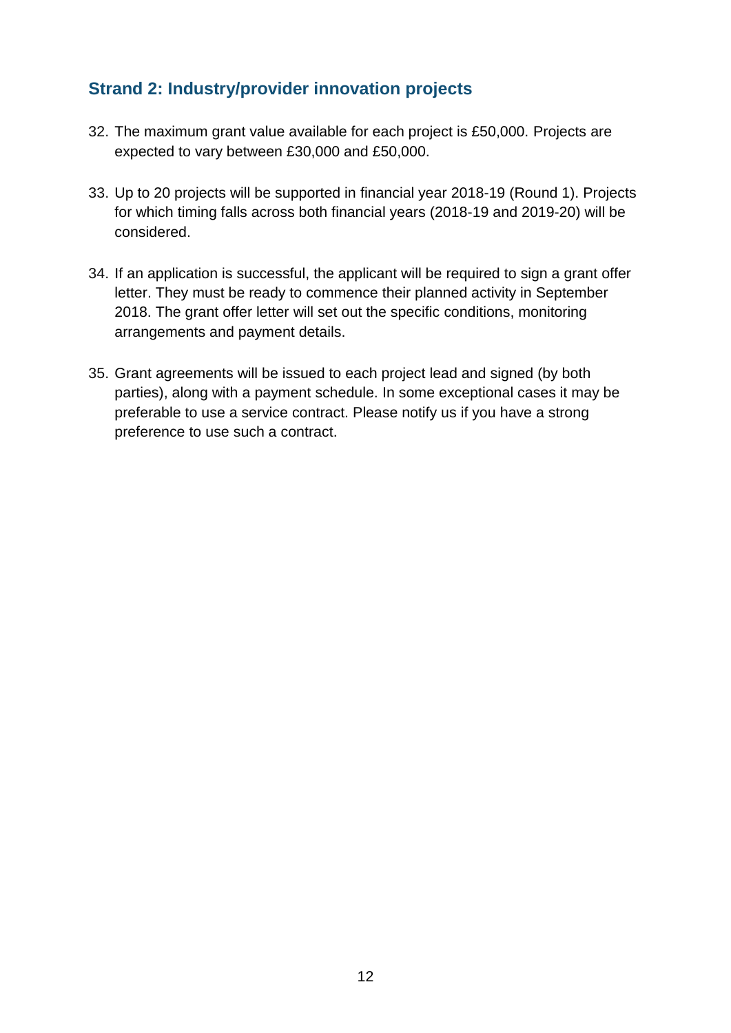## Strand 2: Industry/provider innovation projects

32. The maximum grant value available for each project is £50,000. Projects are expected to vary between £30,000 and £50,000.

33. Up to 20 projects will be supported in financial year 2018-19 (Round 1). Projects for which timing falls across both financial years (2018-19 and 2019-20) will be considered.

34. If an application is successful, the applicant will be required to sign a grant offer letter. They must be ready to commence their planned activity in September 2018. The grant offer letter will set out the specific conditions, monitoring arrangements and payment details.

35. Grant agreements will be issued to each project lead and signed (by both parties), along with a payment schedule. In some exceptional cases it may be preferable to use a service contract. Please notify us if you have a strong preference to use such a contract.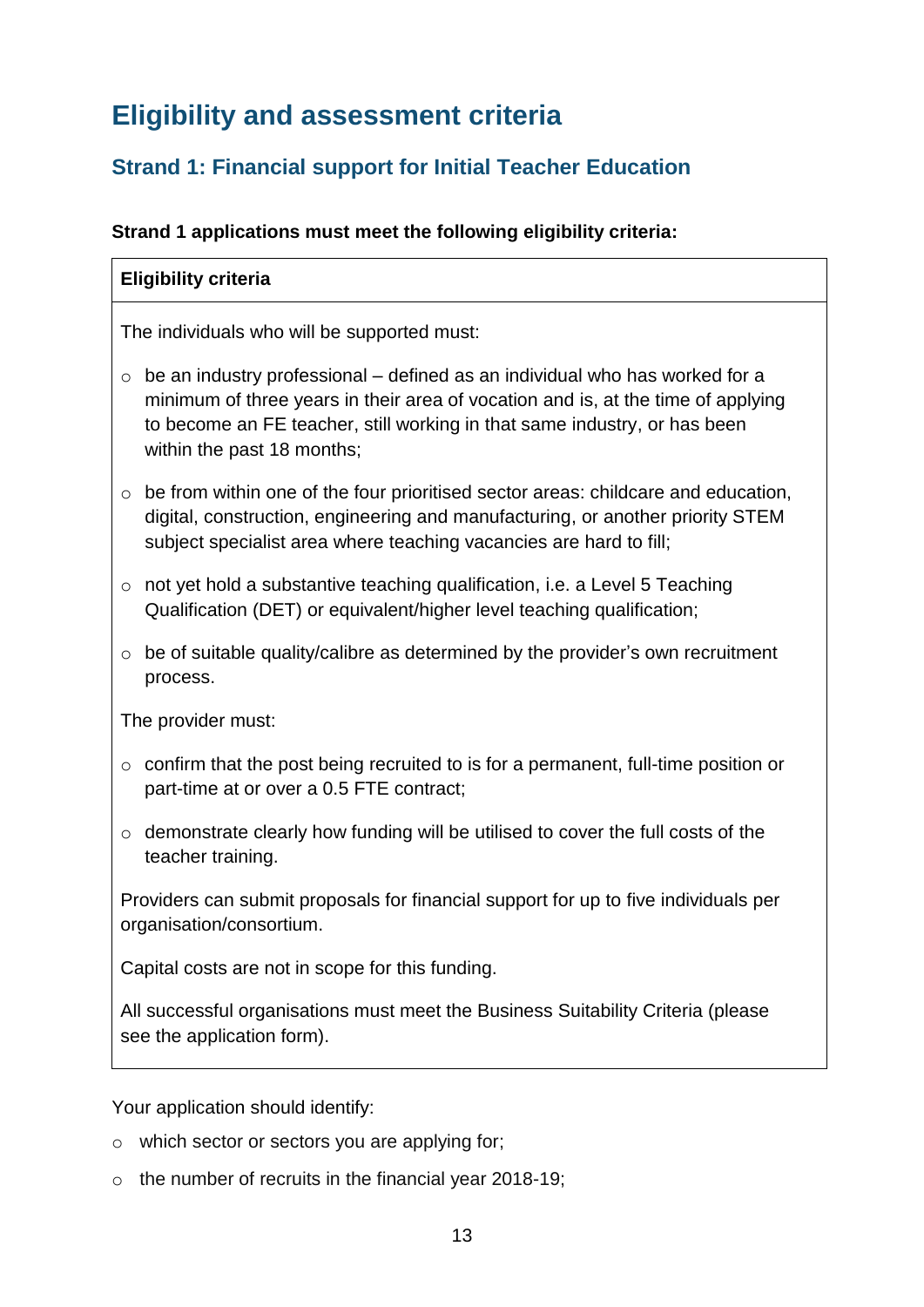## Eligibility and assessment criteria

### Strand 1: Financial support for Initial Teacher Education

**Strand 1 applications must meet the following eligibility criteria:**

| **Eligibility criteria** |
|---|
| The individuals who will be supported must:<br><br>○ be an industry professional – defined as an individual who has worked for a minimum of three years in their area of vocation and is, at the time of applying to become an FE teacher, still working in that same industry, or has been within the past 18 months;<br><br>○ be from within one of the four prioritised sector areas: childcare and education, digital, construction, engineering and manufacturing, or another priority STEM subject specialist area where teaching vacancies are hard to fill;<br><br>○ not yet hold a substantive teaching qualification, i.e. a Level 5 Teaching Qualification (DET) or equivalent/higher level teaching qualification;<br><br>○ be of suitable quality/calibre as determined by the provider's own recruitment process.<br><br>The provider must:<br><br>○ confirm that the post being recruited to is for a permanent, full-time position or part-time at or over a 0.5 FTE contract;<br><br>○ demonstrate clearly how funding will be utilised to cover the full costs of the teacher training.<br><br>Providers can submit proposals for financial support for up to five individuals per organisation/consortium.<br><br>Capital costs are not in scope for this funding.<br><br>All successful organisations must meet the Business Suitability Criteria (please see the application form). |

Your application should identify:

- which sector or sectors you are applying for;
- the number of recruits in the financial year 2018-19;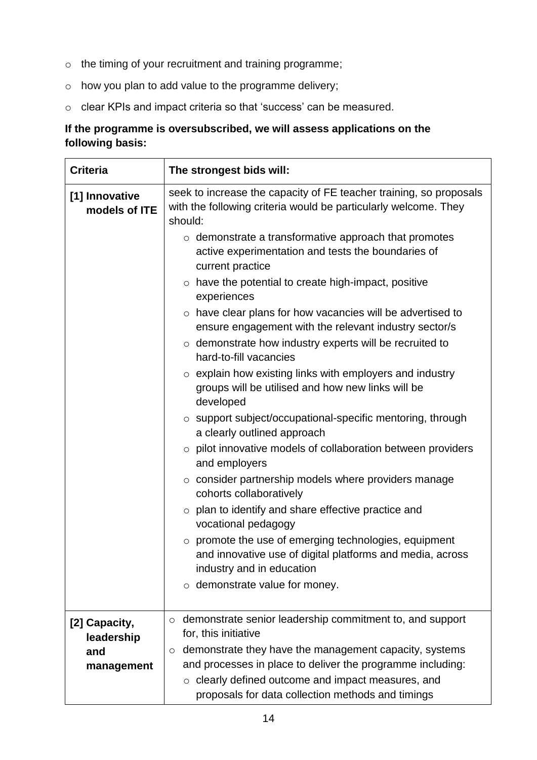- the timing of your recruitment and training programme;
- how you plan to add value to the programme delivery;
- clear KPIs and impact criteria so that 'success' can be measured.

**If the programme is oversubscribed, we will assess applications on the following basis:**

| Criteria | The strongest bids will: |
| --- | --- |
| **[1] Innovative models of ITE** | seek to increase the capacity of FE teacher training, so proposals with the following criteria would be particularly welcome. They should:<br>○ demonstrate a transformative approach that promotes active experimentation and tests the boundaries of current practice<br>○ have the potential to create high-impact, positive experiences<br>○ have clear plans for how vacancies will be advertised to ensure engagement with the relevant industry sector/s<br>○ demonstrate how industry experts will be recruited to hard-to-fill vacancies<br>○ explain how existing links with employers and industry groups will be utilised and how new links will be developed<br>○ support subject/occupational-specific mentoring, through a clearly outlined approach<br>○ pilot innovative models of collaboration between providers and employers<br>○ consider partnership models where providers manage cohorts collaboratively<br>○ plan to identify and share effective practice and vocational pedagogy<br>○ promote the use of emerging technologies, equipment and innovative use of digital platforms and media, across industry and in education<br>○ demonstrate value for money. |
| **[2] Capacity, leadership and management** | ○ demonstrate senior leadership commitment to, and support for, this initiative<br>○ demonstrate they have the management capacity, systems and processes in place to deliver the programme including:<br>○ clearly defined outcome and impact measures, and proposals for data collection methods and timings |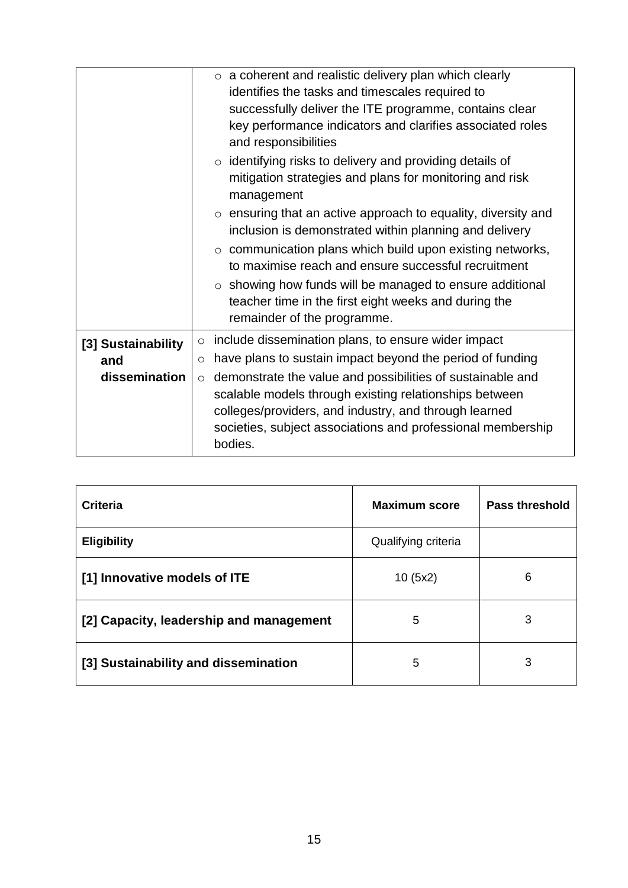| | |
|---|---|
| | ○ a coherent and realistic delivery plan which clearly identifies the tasks and timescales required to successfully deliver the ITE programme, contains clear key performance indicators and clarifies associated roles and responsibilities<br>○ identifying risks to delivery and providing details of mitigation strategies and plans for monitoring and risk management<br>○ ensuring that an active approach to equality, diversity and inclusion is demonstrated within planning and delivery<br>○ communication plans which build upon existing networks, to maximise reach and ensure successful recruitment<br>○ showing how funds will be managed to ensure additional teacher time in the first eight weeks and during the remainder of the programme. |
| **[3] Sustainability and dissemination** | ○ include dissemination plans, to ensure wider impact<br>○ have plans to sustain impact beyond the period of funding<br>○ demonstrate the value and possibilities of sustainable and scalable models through existing relationships between colleges/providers, and industry, and through learned societies, subject associations and professional membership bodies. |

| Criteria | Maximum score | Pass threshold |
|---|---|---|
| **Eligibility** | Qualifying criteria | |
| **[1] Innovative models of ITE** | 10 (5x2) | 6 |
| **[2] Capacity, leadership and management** | 5 | 3 |
| **[3] Sustainability and dissemination** | 5 | 3 |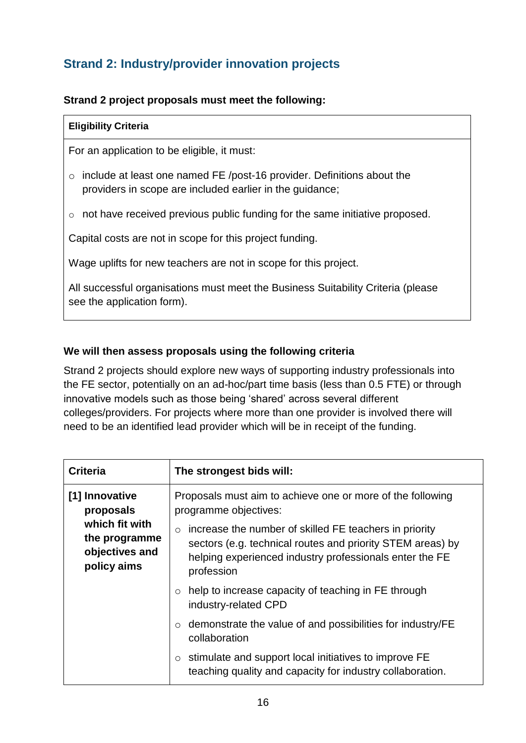## Strand 2: Industry/provider innovation projects

**Strand 2 project proposals must meet the following:**

| **Eligibility Criteria** |
|---|
| For an application to be eligible, it must:<br>○ include at least one named FE /post-16 provider. Definitions about the providers in scope are included earlier in the guidance;<br>○ not have received previous public funding for the same initiative proposed.<br><br>Capital costs are not in scope for this project funding.<br><br>Wage uplifts for new teachers are not in scope for this project.<br><br>All successful organisations must meet the Business Suitability Criteria (please see the application form). |

**We will then assess proposals using the following criteria**

Strand 2 projects should explore new ways of supporting industry professionals into the FE sector, potentially on an ad-hoc/part time basis (less than 0.5 FTE) or through innovative models such as those being 'shared' across several different colleges/providers. For projects where more than one provider is involved there will need to be an identified lead provider which will be in receipt of the funding.

| Criteria | The strongest bids will: |
|---|---|
| **[1] Innovative proposals which fit with the programme objectives and policy aims** | Proposals must aim to achieve one or more of the following programme objectives:<br>○ increase the number of skilled FE teachers in priority sectors (e.g. technical routes and priority STEM areas) by helping experienced industry professionals enter the FE profession<br>○ help to increase capacity of teaching in FE through industry-related CPD<br>○ demonstrate the value of and possibilities for industry/FE collaboration<br>○ stimulate and support local initiatives to improve FE teaching quality and capacity for industry collaboration. |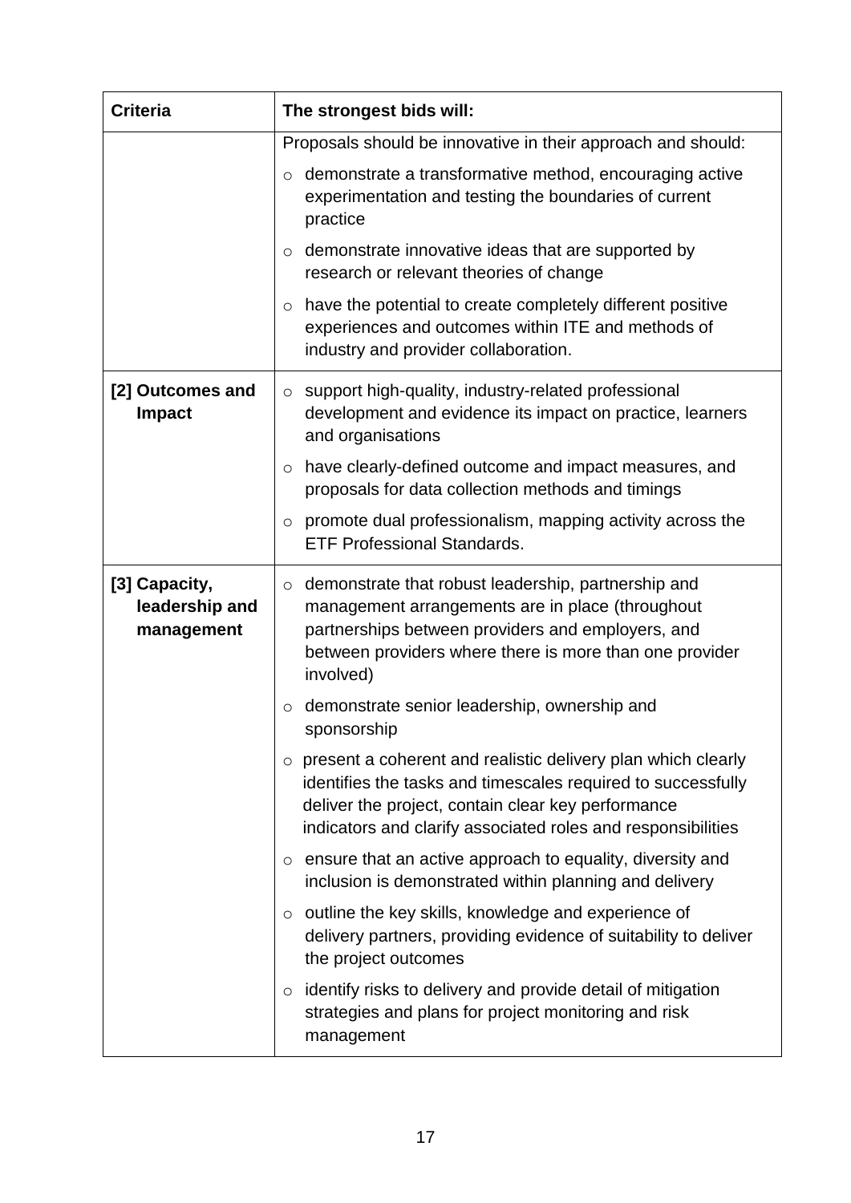| Criteria | The strongest bids will: |
|---|---|
| | Proposals should be innovative in their approach and should:<br>○ demonstrate a transformative method, encouraging active experimentation and testing the boundaries of current practice<br>○ demonstrate innovative ideas that are supported by research or relevant theories of change<br>○ have the potential to create completely different positive experiences and outcomes within ITE and methods of industry and provider collaboration. |
| **[2] Outcomes and Impact** | ○ support high-quality, industry-related professional development and evidence its impact on practice, learners and organisations<br>○ have clearly-defined outcome and impact measures, and proposals for data collection methods and timings<br>○ promote dual professionalism, mapping activity across the ETF Professional Standards. |
| **[3] Capacity, leadership and management** | ○ demonstrate that robust leadership, partnership and management arrangements are in place (throughout partnerships between providers and employers, and between providers where there is more than one provider involved)<br>○ demonstrate senior leadership, ownership and sponsorship<br>○ present a coherent and realistic delivery plan which clearly identifies the tasks and timescales required to successfully deliver the project, contain clear key performance indicators and clarify associated roles and responsibilities<br>○ ensure that an active approach to equality, diversity and inclusion is demonstrated within planning and delivery<br>○ outline the key skills, knowledge and experience of delivery partners, providing evidence of suitability to deliver the project outcomes<br>○ identify risks to delivery and provide detail of mitigation strategies and plans for project monitoring and risk management |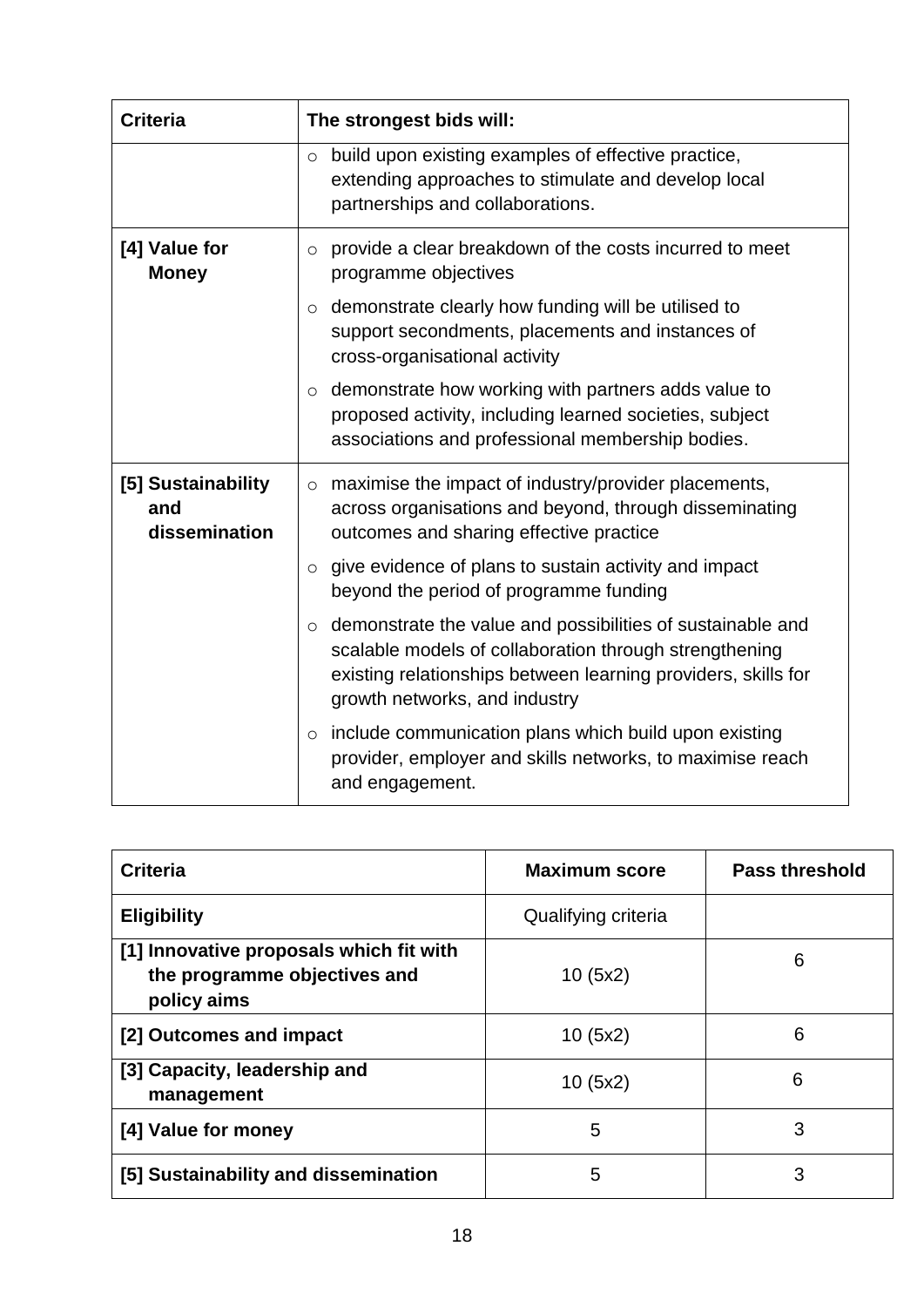| Criteria | The strongest bids will: |
|---|---|
| | ○ build upon existing examples of effective practice, extending approaches to stimulate and develop local partnerships and collaborations. |
| **[4] Value for Money** | ○ provide a clear breakdown of the costs incurred to meet programme objectives<br>○ demonstrate clearly how funding will be utilised to support secondments, placements and instances of cross-organisational activity<br>○ demonstrate how working with partners adds value to proposed activity, including learned societies, subject associations and professional membership bodies. |
| **[5] Sustainability and dissemination** | ○ maximise the impact of industry/provider placements, across organisations and beyond, through disseminating outcomes and sharing effective practice<br>○ give evidence of plans to sustain activity and impact beyond the period of programme funding<br>○ demonstrate the value and possibilities of sustainable and scalable models of collaboration through strengthening existing relationships between learning providers, skills for growth networks, and industry<br>○ include communication plans which build upon existing provider, employer and skills networks, to maximise reach and engagement. |

| Criteria | Maximum score | Pass threshold |
|---|---|---|
| **Eligibility** | Qualifying criteria | |
| **[1] Innovative proposals which fit with the programme objectives and policy aims** | 10 (5x2) | 6 |
| **[2] Outcomes and impact** | 10 (5x2) | 6 |
| **[3] Capacity, leadership and management** | 10 (5x2) | 6 |
| **[4] Value for money** | 5 | 3 |
| **[5] Sustainability and dissemination** | 5 | 3 |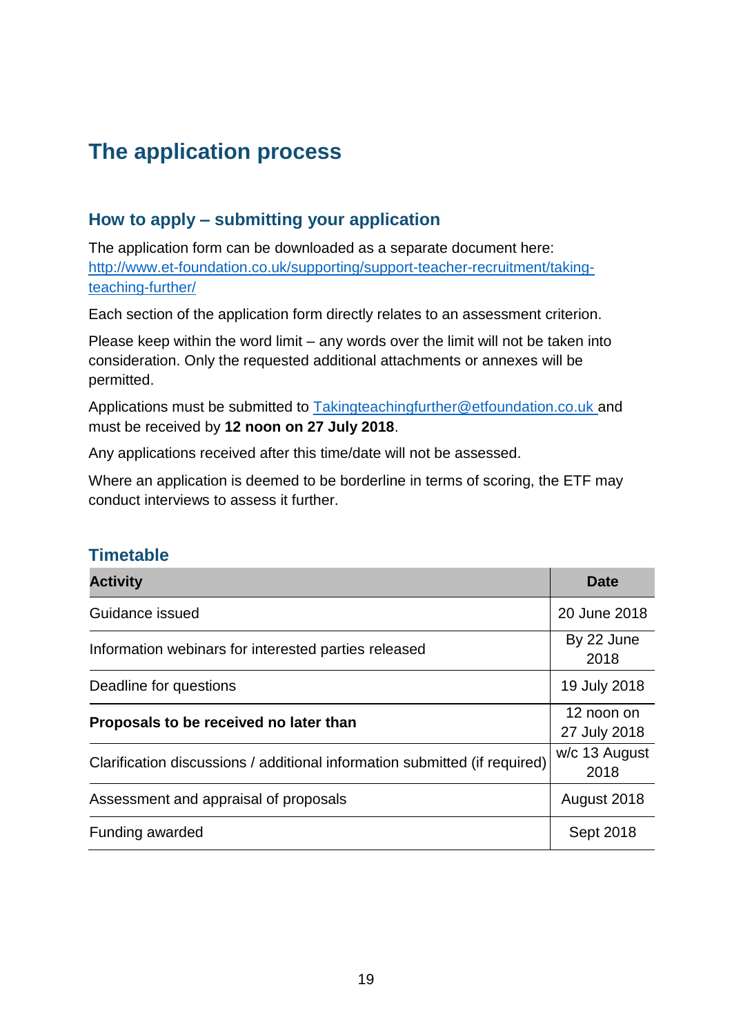# The application process

## How to apply – submitting your application

The application form can be downloaded as a separate document here: [http://www.et-foundation.co.uk/supporting/support-teacher-recruitment/taking-teaching-further/](http://www.et-foundation.co.uk/supporting/support-teacher-recruitment/taking-teaching-further/)

Each section of the application form directly relates to an assessment criterion.

Please keep within the word limit – any words over the limit will not be taken into consideration. Only the requested additional attachments or annexes will be permitted.

Applications must be submitted to [Takingteachingfurther@etfoundation.co.uk](mailto:Takingteachingfurther@etfoundation.co.uk) and must be received by **12 noon on 27 July 2018**.

Any applications received after this time/date will not be assessed.

Where an application is deemed to be borderline in terms of scoring, the ETF may conduct interviews to assess it further.

## Timetable

| Activity | Date |
|---|---|
| Guidance issued | 20 June 2018 |
| Information webinars for interested parties released | By 22 June 2018 |
| Deadline for questions | 19 July 2018 |
| **Proposals to be received no later than** | 12 noon on 27 July 2018 |
| Clarification discussions / additional information submitted (if required) | w/c 13 August 2018 |
| Assessment and appraisal of proposals | August 2018 |
| Funding awarded | Sept 2018 |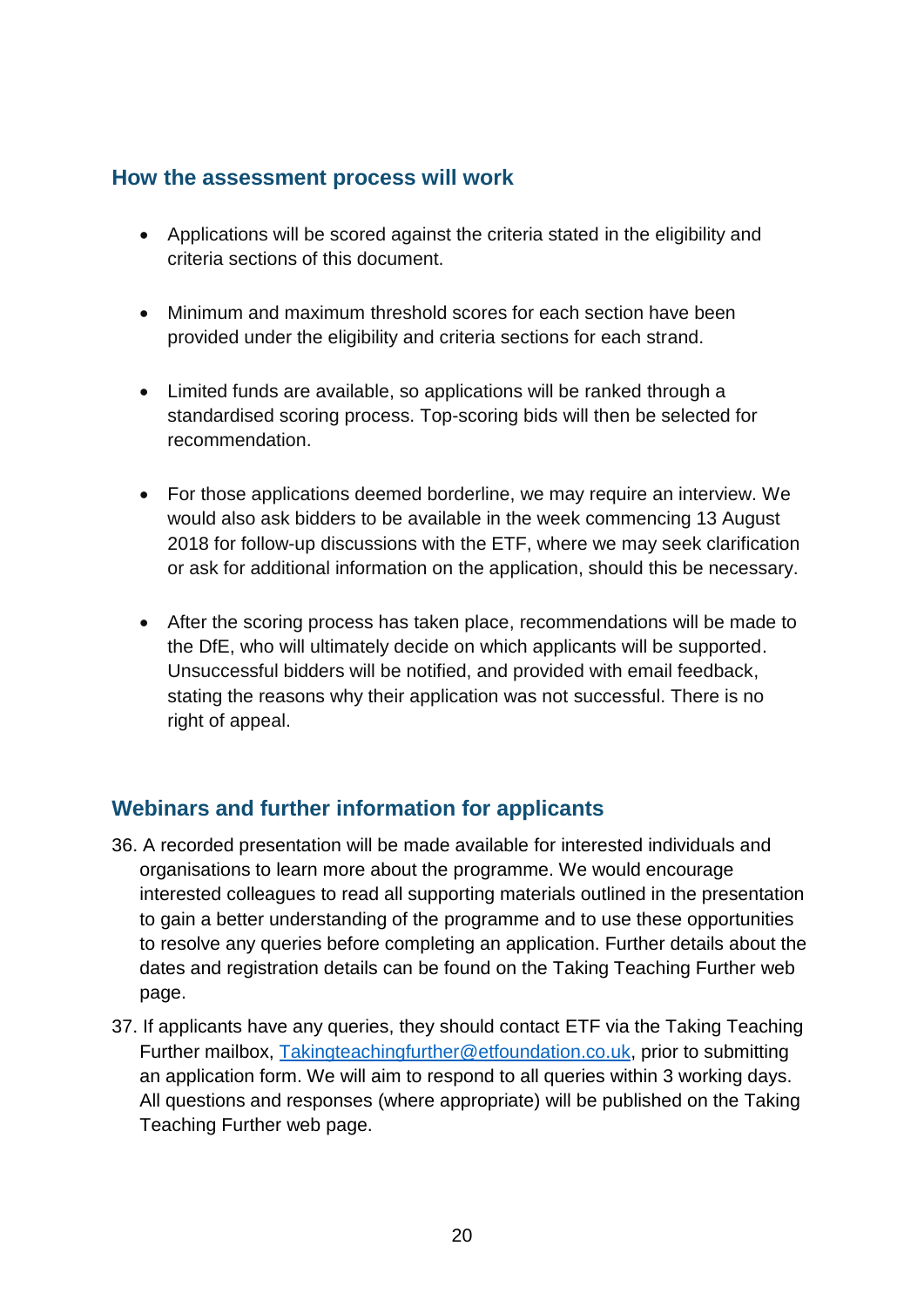## How the assessment process will work

- Applications will be scored against the criteria stated in the eligibility and criteria sections of this document.

- Minimum and maximum threshold scores for each section have been provided under the eligibility and criteria sections for each strand.

- Limited funds are available, so applications will be ranked through a standardised scoring process. Top-scoring bids will then be selected for recommendation.

- For those applications deemed borderline, we may require an interview. We would also ask bidders to be available in the week commencing 13 August 2018 for follow-up discussions with the ETF, where we may seek clarification or ask for additional information on the application, should this be necessary.

- After the scoring process has taken place, recommendations will be made to the DfE, who will ultimately decide on which applicants will be supported. Unsuccessful bidders will be notified, and provided with email feedback, stating the reasons why their application was not successful. There is no right of appeal.

## Webinars and further information for applicants

36. A recorded presentation will be made available for interested individuals and organisations to learn more about the programme. We would encourage interested colleagues to read all supporting materials outlined in the presentation to gain a better understanding of the programme and to use these opportunities to resolve any queries before completing an application. Further details about the dates and registration details can be found on the Taking Teaching Further web page.

37. If applicants have any queries, they should contact ETF via the Taking Teaching Further mailbox, [Takingteachingfurther@etfoundation.co.uk](mailto:Takingteachingfurther@etfoundation.co.uk), prior to submitting an application form. We will aim to respond to all queries within 3 working days. All questions and responses (where appropriate) will be published on the Taking Teaching Further web page.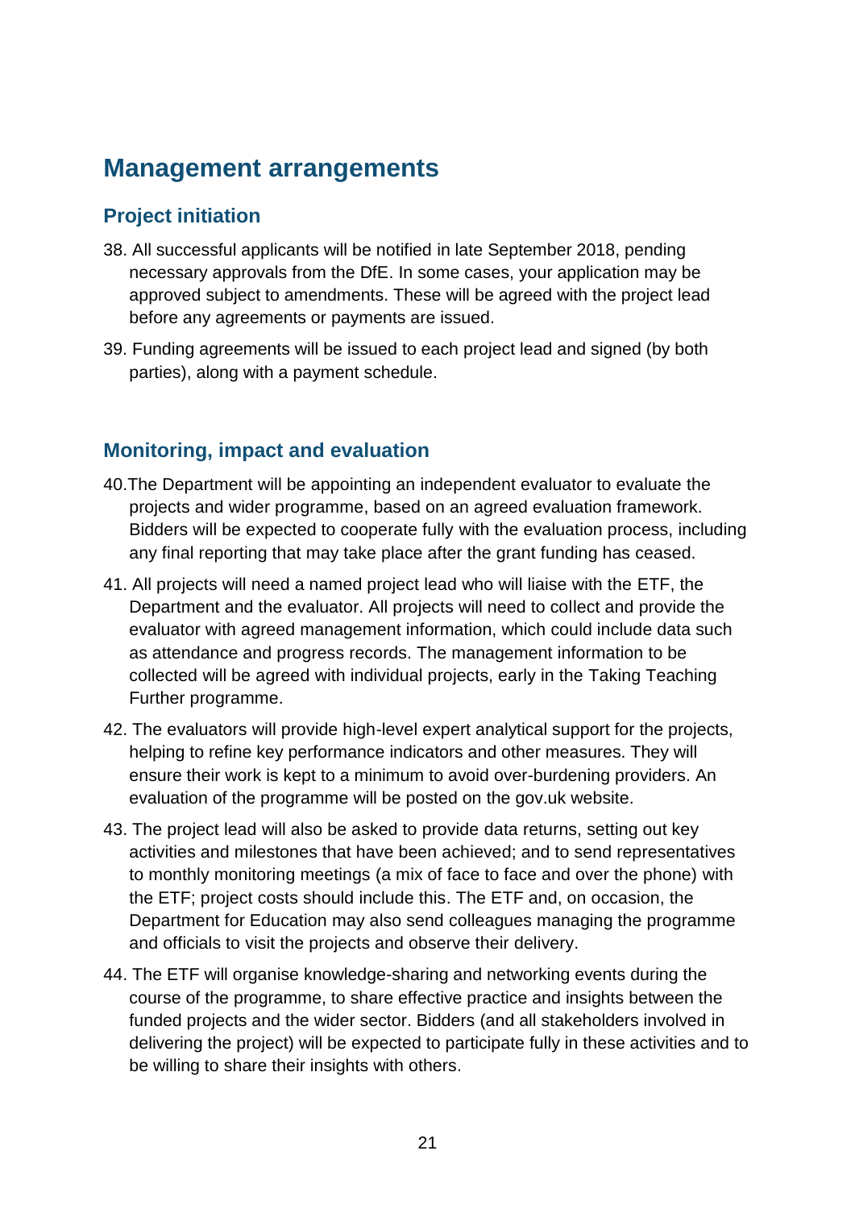## Management arrangements

### Project initiation

38. All successful applicants will be notified in late September 2018, pending necessary approvals from the DfE. In some cases, your application may be approved subject to amendments. These will be agreed with the project lead before any agreements or payments are issued.

39. Funding agreements will be issued to each project lead and signed (by both parties), along with a payment schedule.

### Monitoring, impact and evaluation

40. The Department will be appointing an independent evaluator to evaluate the projects and wider programme, based on an agreed evaluation framework. Bidders will be expected to cooperate fully with the evaluation process, including any final reporting that may take place after the grant funding has ceased.

41. All projects will need a named project lead who will liaise with the ETF, the Department and the evaluator. All projects will need to collect and provide the evaluator with agreed management information, which could include data such as attendance and progress records. The management information to be collected will be agreed with individual projects, early in the Taking Teaching Further programme.

42. The evaluators will provide high-level expert analytical support for the projects, helping to refine key performance indicators and other measures. They will ensure their work is kept to a minimum to avoid over-burdening providers. An evaluation of the programme will be posted on the gov.uk website.

43. The project lead will also be asked to provide data returns, setting out key activities and milestones that have been achieved; and to send representatives to monthly monitoring meetings (a mix of face to face and over the phone) with the ETF; project costs should include this. The ETF and, on occasion, the Department for Education may also send colleagues managing the programme and officials to visit the projects and observe their delivery.

44. The ETF will organise knowledge-sharing and networking events during the course of the programme, to share effective practice and insights between the funded projects and the wider sector. Bidders (and all stakeholders involved in delivering the project) will be expected to participate fully in these activities and to be willing to share their insights with others.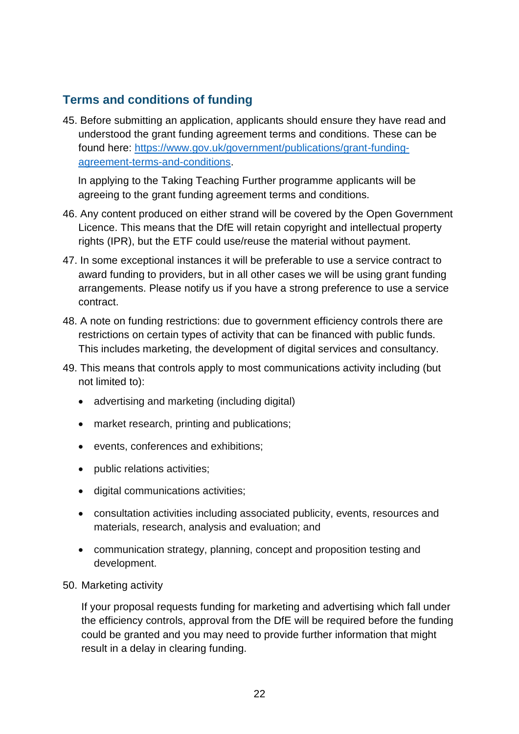## Terms and conditions of funding

45. Before submitting an application, applicants should ensure they have read and understood the grant funding agreement terms and conditions. These can be found here: [https://www.gov.uk/government/publications/grant-funding-agreement-terms-and-conditions](https://www.gov.uk/government/publications/grant-funding-agreement-terms-and-conditions).

    In applying to the Taking Teaching Further programme applicants will be agreeing to the grant funding agreement terms and conditions.

46. Any content produced on either strand will be covered by the Open Government Licence. This means that the DfE will retain copyright and intellectual property rights (IPR), but the ETF could use/reuse the material without payment.

47. In some exceptional instances it will be preferable to use a service contract to award funding to providers, but in all other cases we will be using grant funding arrangements. Please notify us if you have a strong preference to use a service contract.

48. A note on funding restrictions: due to government efficiency controls there are restrictions on certain types of activity that can be financed with public funds. This includes marketing, the development of digital services and consultancy.

49. This means that controls apply to most communications activity including (but not limited to):

    - advertising and marketing (including digital)
    - market research, printing and publications;
    - events, conferences and exhibitions;
    - public relations activities;
    - digital communications activities;
    - consultation activities including associated publicity, events, resources and materials, research, analysis and evaluation; and
    - communication strategy, planning, concept and proposition testing and development.

50. Marketing activity

    If your proposal requests funding for marketing and advertising which fall under the efficiency controls, approval from the DfE will be required before the funding could be granted and you may need to provide further information that might result in a delay in clearing funding.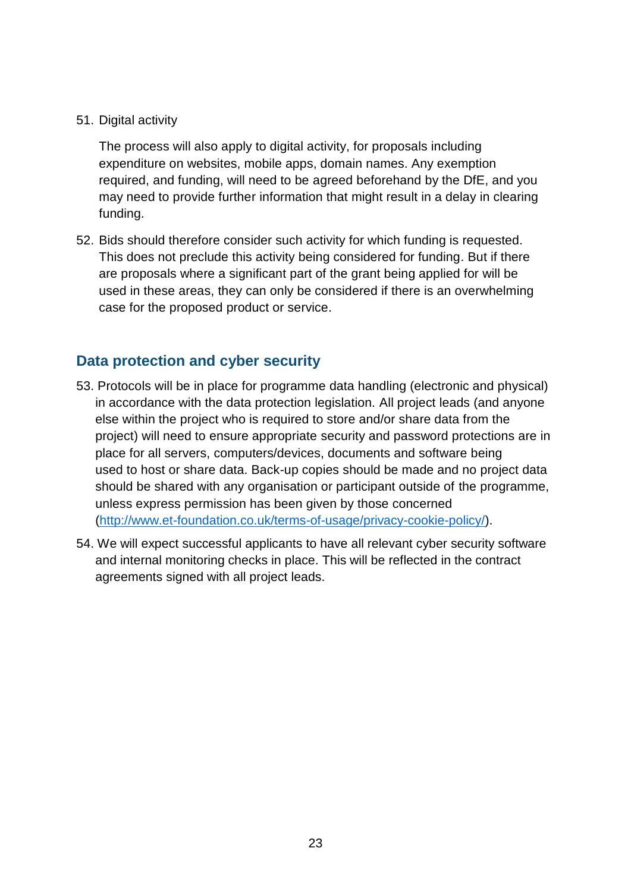51. Digital activity

    The process will also apply to digital activity, for proposals including expenditure on websites, mobile apps, domain names. Any exemption required, and funding, will need to be agreed beforehand by the DfE, and you may need to provide further information that might result in a delay in clearing funding.

52. Bids should therefore consider such activity for which funding is requested. This does not preclude this activity being considered for funding. But if there are proposals where a significant part of the grant being applied for will be used in these areas, they can only be considered if there is an overwhelming case for the proposed product or service.

## Data protection and cyber security

53. Protocols will be in place for programme data handling (electronic and physical) in accordance with the data protection legislation. All project leads (and anyone else within the project who is required to store and/or share data from the project) will need to ensure appropriate security and password protections are in place for all servers, computers/devices, documents and software being used to host or share data. Back-up copies should be made and no project data should be shared with any organisation or participant outside of the programme, unless express permission has been given by those concerned ([http://www.et-foundation.co.uk/terms-of-usage/privacy-cookie-policy/](http://www.et-foundation.co.uk/terms-of-usage/privacy-cookie-policy/)).

54. We will expect successful applicants to have all relevant cyber security software and internal monitoring checks in place. This will be reflected in the contract agreements signed with all project leads.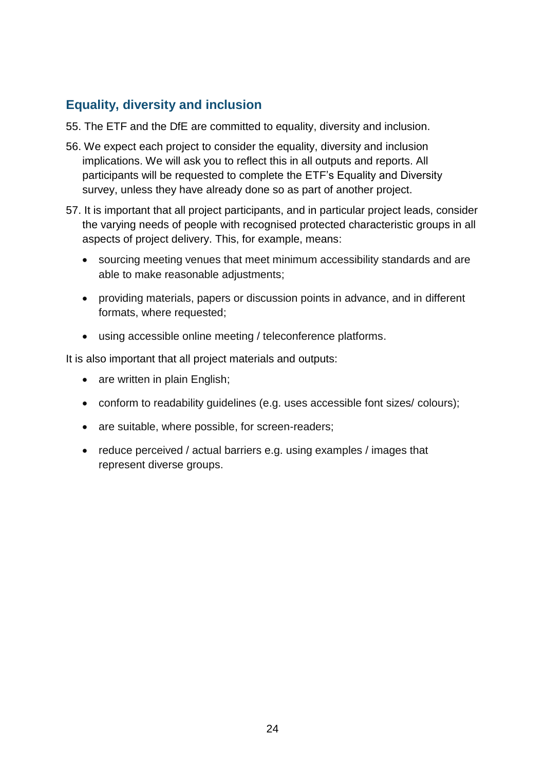## Equality, diversity and inclusion

55. The ETF and the DfE are committed to equality, diversity and inclusion.

56. We expect each project to consider the equality, diversity and inclusion implications. We will ask you to reflect this in all outputs and reports. All participants will be requested to complete the ETF's Equality and Diversity survey, unless they have already done so as part of another project.

57. It is important that all project participants, and in particular project leads, consider the varying needs of people with recognised protected characteristic groups in all aspects of project delivery. This, for example, means:

    - sourcing meeting venues that meet minimum accessibility standards and are able to make reasonable adjustments;
    - providing materials, papers or discussion points in advance, and in different formats, where requested;
    - using accessible online meeting / teleconference platforms.

It is also important that all project materials and outputs:

- are written in plain English;
- conform to readability guidelines (e.g. uses accessible font sizes/ colours);
- are suitable, where possible, for screen-readers;
- reduce perceived / actual barriers e.g. using examples / images that represent diverse groups.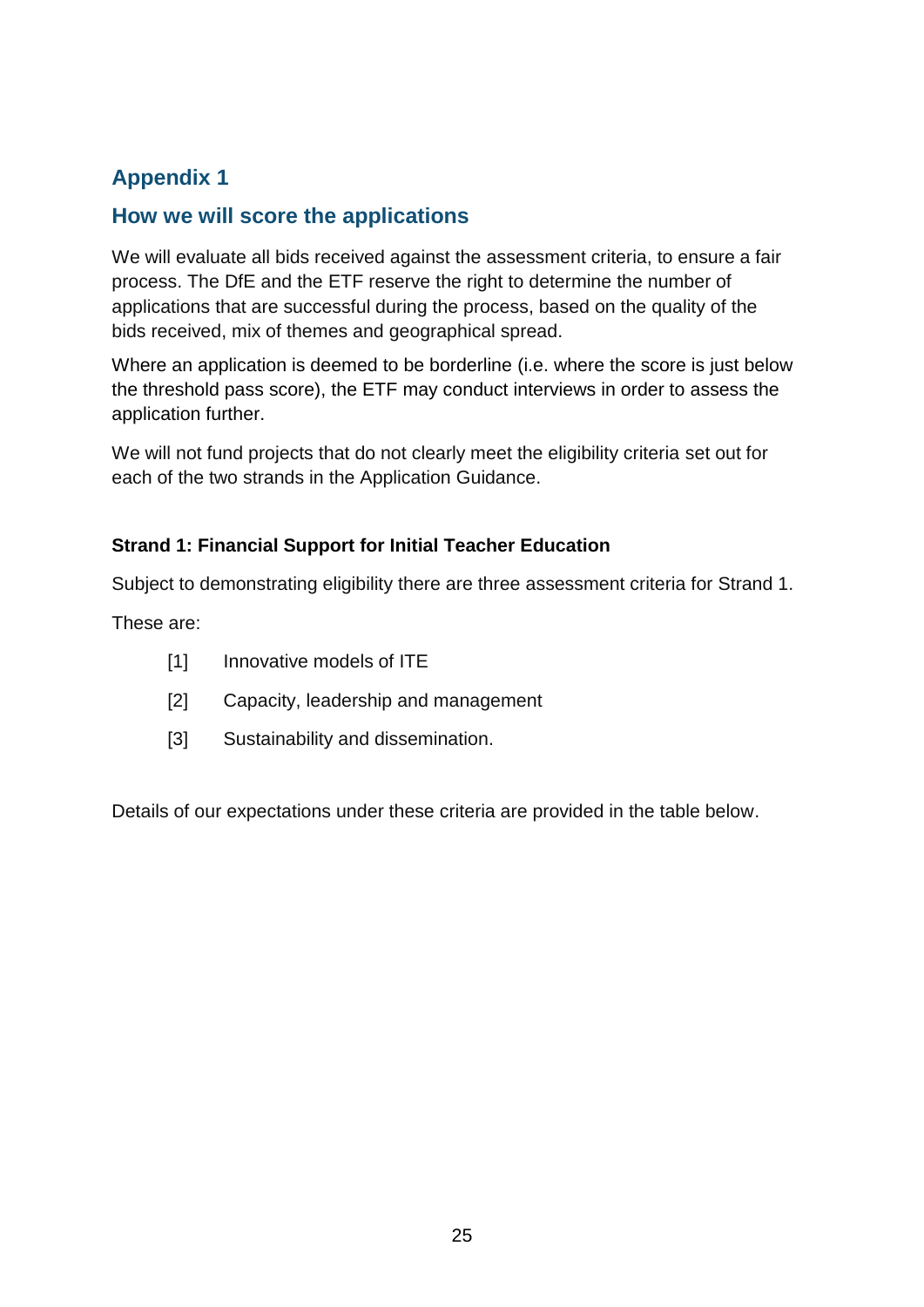## Appendix 1

## How we will score the applications

We will evaluate all bids received against the assessment criteria, to ensure a fair process. The DfE and the ETF reserve the right to determine the number of applications that are successful during the process, based on the quality of the bids received, mix of themes and geographical spread.

Where an application is deemed to be borderline (i.e. where the score is just below the threshold pass score), the ETF may conduct interviews in order to assess the application further.

We will not fund projects that do not clearly meet the eligibility criteria set out for each of the two strands in the Application Guidance.

**Strand 1: Financial Support for Initial Teacher Education**

Subject to demonstrating eligibility there are three assessment criteria for Strand 1.

These are:

- [1] Innovative models of ITE
- [2] Capacity, leadership and management
- [3] Sustainability and dissemination.

Details of our expectations under these criteria are provided in the table below.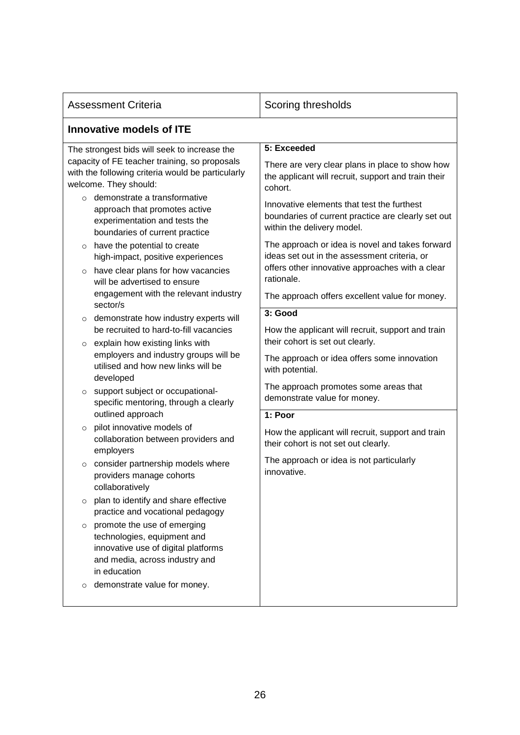| Assessment Criteria | Scoring thresholds |
|---|---|
| **Innovative models of ITE** | |
| The strongest bids will seek to increase the capacity of FE teacher training, so proposals with the following criteria would be particularly welcome. They should:<br>○ demonstrate a transformative approach that promotes active experimentation and tests the boundaries of current practice<br>○ have the potential to create high-impact, positive experiences<br>○ have clear plans for how vacancies will be advertised to ensure engagement with the relevant industry sector/s<br>○ demonstrate how industry experts will be recruited to hard-to-fill vacancies<br>○ explain how existing links with employers and industry groups will be utilised and how new links will be developed<br>○ support subject or occupational-specific mentoring, through a clearly outlined approach<br>○ pilot innovative models of collaboration between providers and employers<br>○ consider partnership models where providers manage cohorts collaboratively<br>○ plan to identify and share effective practice and vocational pedagogy<br>○ promote the use of emerging technologies, equipment and innovative use of digital platforms and media, across industry and in education<br>○ demonstrate value for money. | **5: Exceeded**<br>There are very clear plans in place to show how the applicant will recruit, support and train their cohort.<br>Innovative elements that test the furthest boundaries of current practice are clearly set out within the delivery model.<br>The approach or idea is novel and takes forward ideas set out in the assessment criteria, or offers other innovative approaches with a clear rationale.<br>The approach offers excellent value for money.<br>**3: Good**<br>How the applicant will recruit, support and train their cohort is set out clearly.<br>The approach or idea offers some innovation with potential.<br>The approach promotes some areas that demonstrate value for money.<br>**1: Poor**<br>How the applicant will recruit, support and train their cohort is not set out clearly.<br>The approach or idea is not particularly innovative. |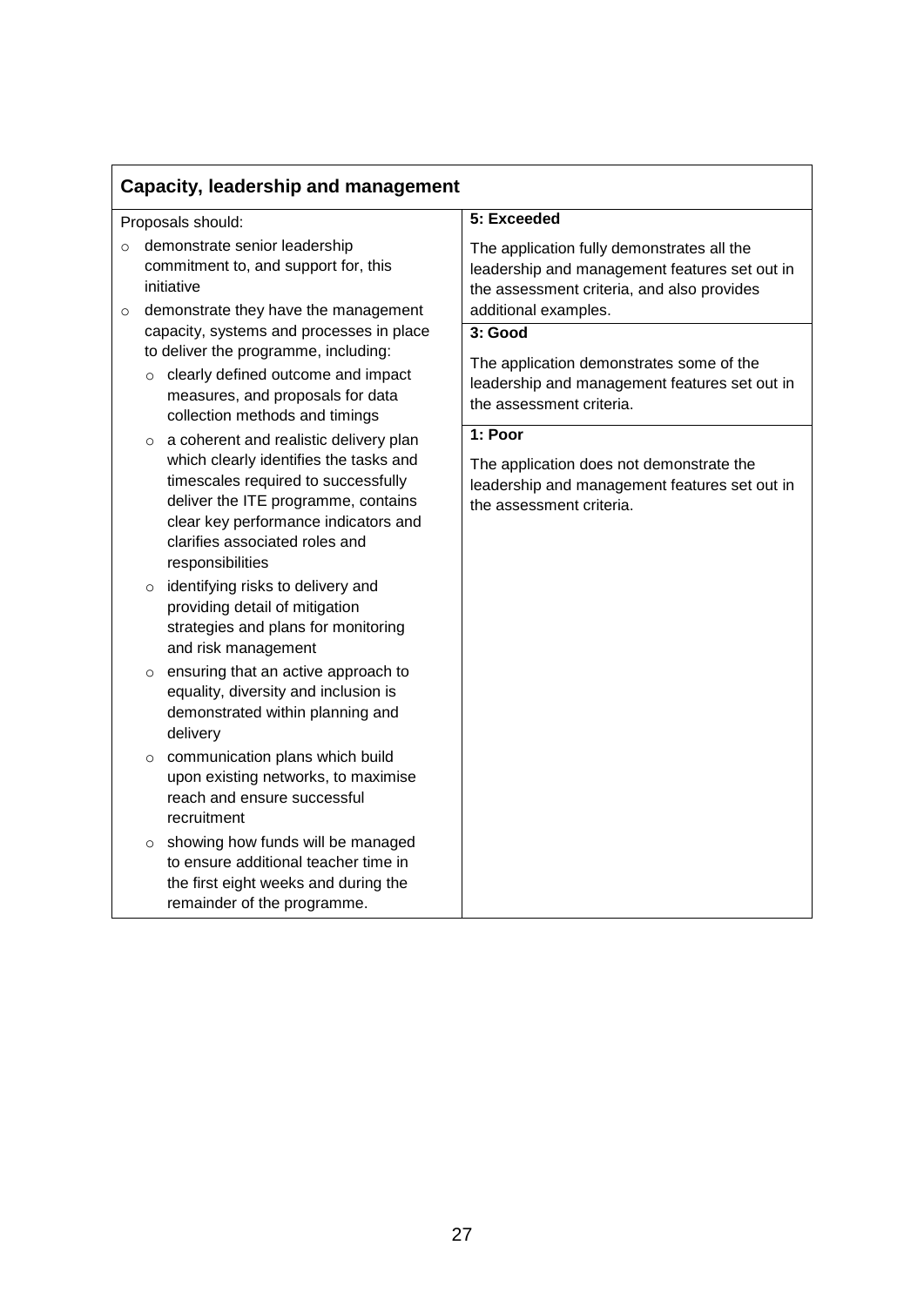| Capacity, leadership and management | |
|---|---|
| Proposals should:<br>- demonstrate senior leadership commitment to, and support for, this initiative<br>- demonstrate they have the management capacity, systems and processes in place to deliver the programme, including:<br>  - clearly defined outcome and impact measures, and proposals for data collection methods and timings<br>  - a coherent and realistic delivery plan which clearly identifies the tasks and timescales required to successfully deliver the ITE programme, contains clear key performance indicators and clarifies associated roles and responsibilities<br>  - identifying risks to delivery and providing detail of mitigation strategies and plans for monitoring and risk management<br>  - ensuring that an active approach to equality, diversity and inclusion is demonstrated within planning and delivery<br>  - communication plans which build upon existing networks, to maximise reach and ensure successful recruitment<br>  - showing how funds will be managed to ensure additional teacher time in the first eight weeks and during the remainder of the programme. | **5: Exceeded**<br>The application fully demonstrates all the leadership and management features set out in the assessment criteria, and also provides additional examples.<br>**3: Good**<br>The application demonstrates some of the leadership and management features set out in the assessment criteria.<br>**1: Poor**<br>The application does not demonstrate the leadership and management features set out in the assessment criteria. |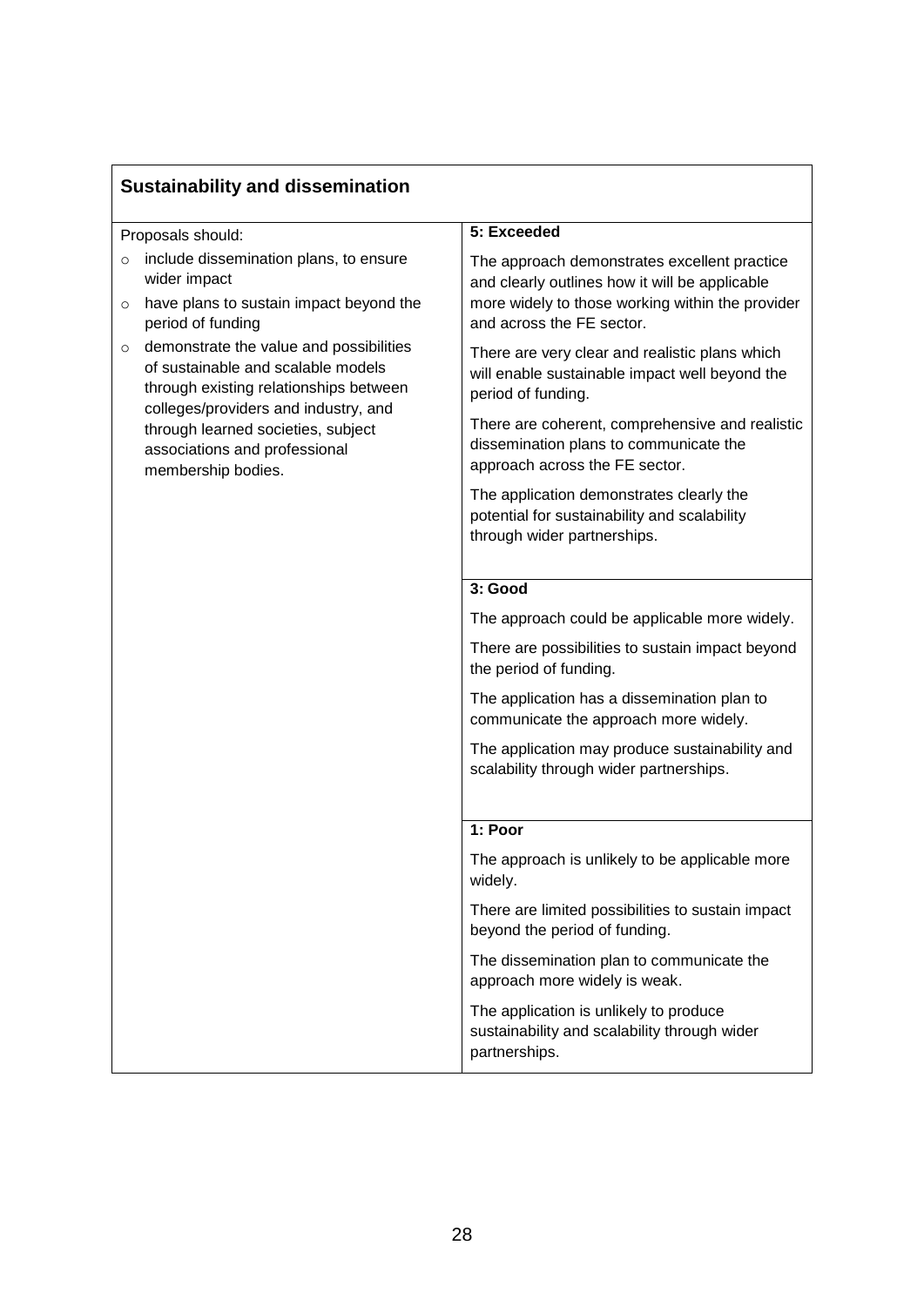| **Sustainability and dissemination** | |
|---|---|
| Proposals should:<br>○ include dissemination plans, to ensure wider impact<br>○ have plans to sustain impact beyond the period of funding<br>○ demonstrate the value and possibilities of sustainable and scalable models through existing relationships between colleges/providers and industry, and through learned societies, subject associations and professional membership bodies. | **5: Exceeded**<br>The approach demonstrates excellent practice and clearly outlines how it will be applicable more widely to those working within the provider and across the FE sector.<br>There are very clear and realistic plans which will enable sustainable impact well beyond the period of funding.<br>There are coherent, comprehensive and realistic dissemination plans to communicate the approach across the FE sector.<br>The application demonstrates clearly the potential for sustainability and scalability through wider partnerships. |
| | **3: Good**<br>The approach could be applicable more widely.<br>There are possibilities to sustain impact beyond the period of funding.<br>The application has a dissemination plan to communicate the approach more widely.<br>The application may produce sustainability and scalability through wider partnerships. |
| | **1: Poor**<br>The approach is unlikely to be applicable more widely.<br>There are limited possibilities to sustain impact beyond the period of funding.<br>The dissemination plan to communicate the approach more widely is weak.<br>The application is unlikely to produce sustainability and scalability through wider partnerships. |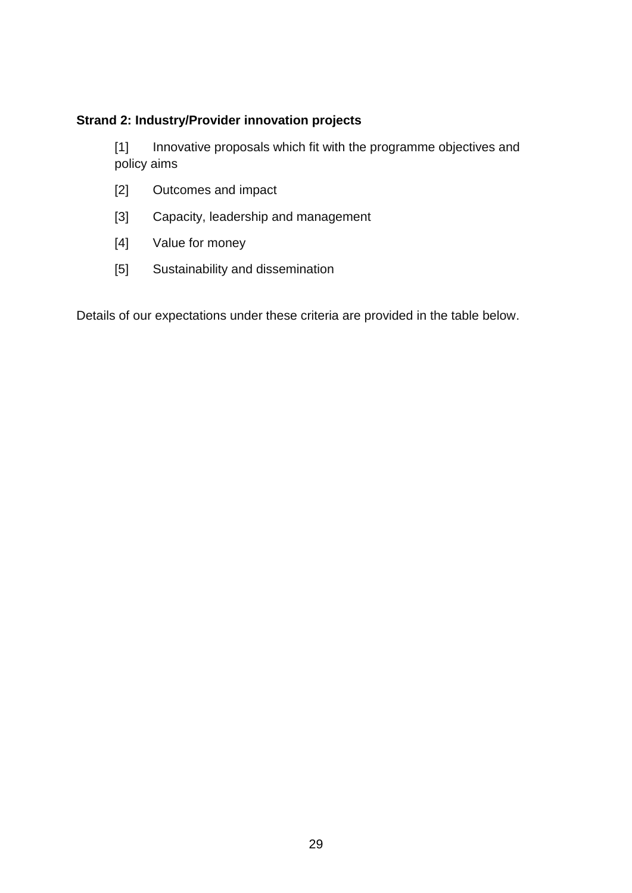**Strand 2: Industry/Provider innovation projects**

[1] Innovative proposals which fit with the programme objectives and policy aims

[2] Outcomes and impact

[3] Capacity, leadership and management

[4] Value for money

[5] Sustainability and dissemination

Details of our expectations under these criteria are provided in the table below.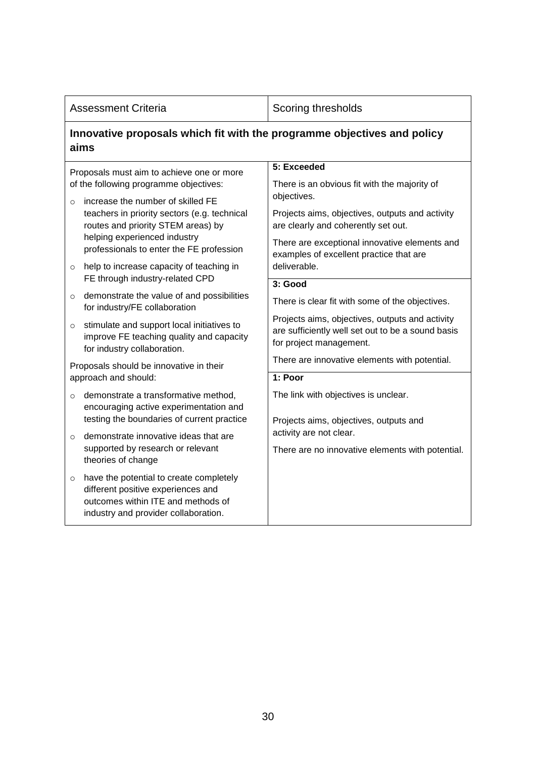| Assessment Criteria | Scoring thresholds |
|---|---|
| **Innovative proposals which fit with the programme objectives and policy aims** | |
| Proposals must aim to achieve one or more of the following programme objectives:<br>◦ increase the number of skilled FE teachers in priority sectors (e.g. technical routes and priority STEM areas) by helping experienced industry professionals to enter the FE profession<br>◦ help to increase capacity of teaching in FE through industry-related CPD<br>◦ demonstrate the value of and possibilities for industry/FE collaboration<br>◦ stimulate and support local initiatives to improve FE teaching quality and capacity for industry collaboration.<br>Proposals should be innovative in their approach and should:<br>◦ demonstrate a transformative method, encouraging active experimentation and testing the boundaries of current practice<br>◦ demonstrate innovative ideas that are supported by research or relevant theories of change<br>◦ have the potential to create completely different positive experiences and outcomes within ITE and methods of industry and provider collaboration. | **5: Exceeded**<br>There is an obvious fit with the majority of objectives.<br>Projects aims, objectives, outputs and activity are clearly and coherently set out.<br>There are exceptional innovative elements and examples of excellent practice that are deliverable.<br>**3: Good**<br>There is clear fit with some of the objectives.<br>Projects aims, objectives, outputs and activity are sufficiently well set out to be a sound basis for project management.<br>There are innovative elements with potential.<br>**1: Poor**<br>The link with objectives is unclear.<br>Projects aims, objectives, outputs and activity are not clear.<br>There are no innovative elements with potential. |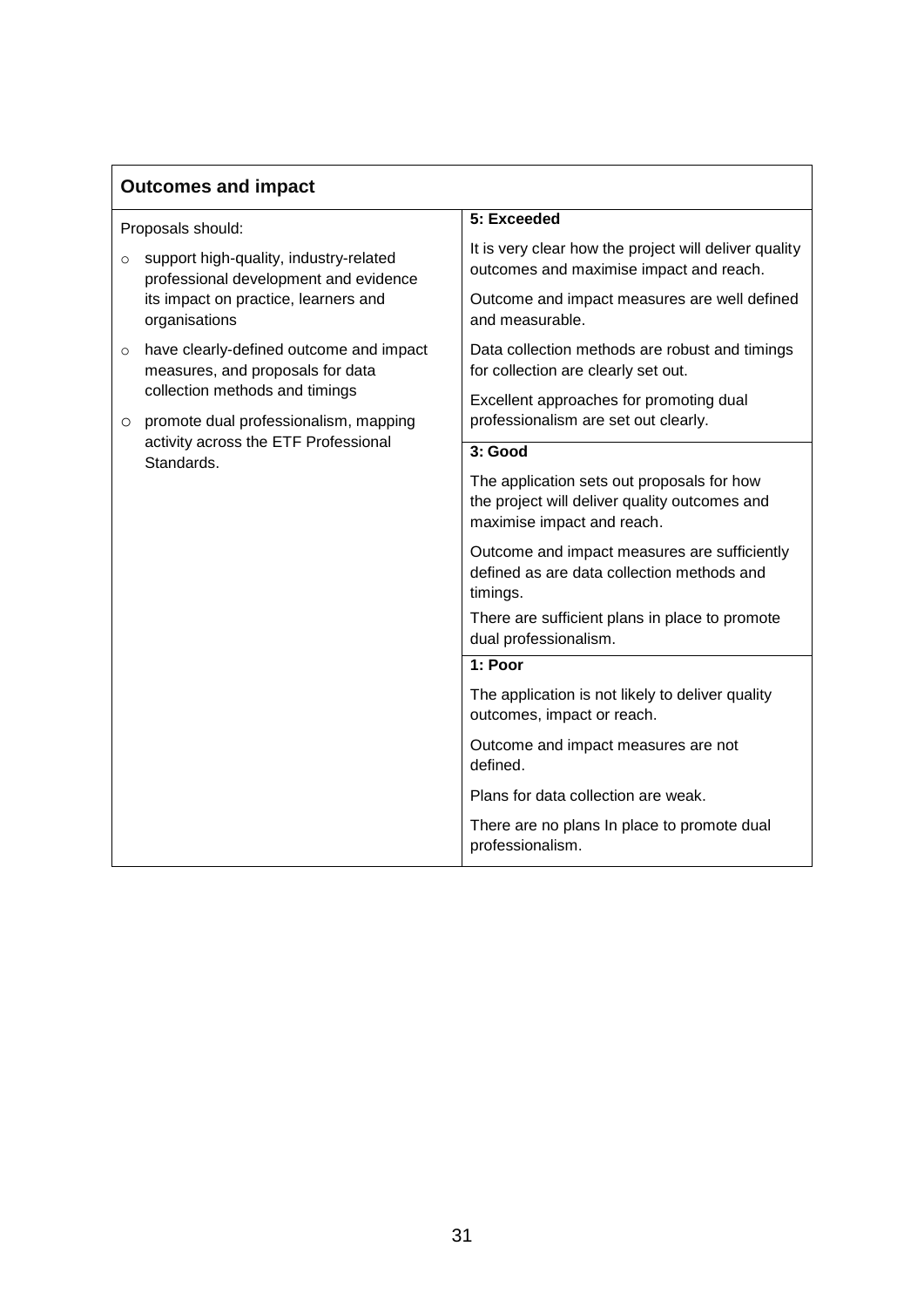| Outcomes and impact | |
|---|---|
| Proposals should:<br><br>○ support high-quality, industry-related professional development and evidence its impact on practice, learners and organisations<br><br>○ have clearly-defined outcome and impact measures, and proposals for data collection methods and timings<br><br>○ promote dual professionalism, mapping activity across the ETF Professional Standards. | **5: Exceeded**<br><br>It is very clear how the project will deliver quality outcomes and maximise impact and reach.<br><br>Outcome and impact measures are well defined and measurable.<br><br>Data collection methods are robust and timings for collection are clearly set out.<br><br>Excellent approaches for promoting dual professionalism are set out clearly. |
| | **3: Good**<br><br>The application sets out proposals for how the project will deliver quality outcomes and maximise impact and reach.<br><br>Outcome and impact measures are sufficiently defined as are data collection methods and timings.<br><br>There are sufficient plans in place to promote dual professionalism. |
| | **1: Poor**<br><br>The application is not likely to deliver quality outcomes, impact or reach.<br><br>Outcome and impact measures are not defined.<br><br>Plans for data collection are weak.<br><br>There are no plans In place to promote dual professionalism. |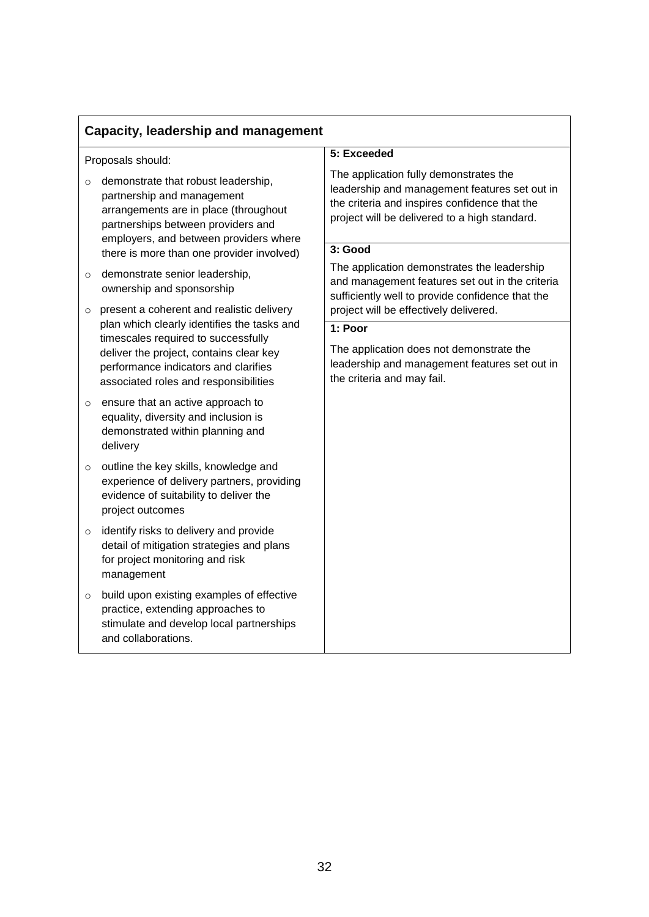| Capacity, leadership and management | |
|---|---|
| Proposals should:<br><br>- demonstrate that robust leadership, partnership and management arrangements are in place (throughout partnerships between providers and employers, and between providers where there is more than one provider involved)<br>- demonstrate senior leadership, ownership and sponsorship<br>- present a coherent and realistic delivery plan which clearly identifies the tasks and timescales required to successfully deliver the project, contains clear key performance indicators and clarifies associated roles and responsibilities<br>- ensure that an active approach to equality, diversity and inclusion is demonstrated within planning and delivery<br>- outline the key skills, knowledge and experience of delivery partners, providing evidence of suitability to deliver the project outcomes<br>- identify risks to delivery and provide detail of mitigation strategies and plans for project monitoring and risk management<br>- build upon existing examples of effective practice, extending approaches to stimulate and develop local partnerships and collaborations. | **5: Exceeded**<br><br>The application fully demonstrates the leadership and management features set out in the criteria and inspires confidence that the project will be delivered to a high standard.<br><br>**3: Good**<br><br>The application demonstrates the leadership and management features set out in the criteria sufficiently well to provide confidence that the project will be effectively delivered.<br><br>**1: Poor**<br><br>The application does not demonstrate the leadership and management features set out in the criteria and may fail. |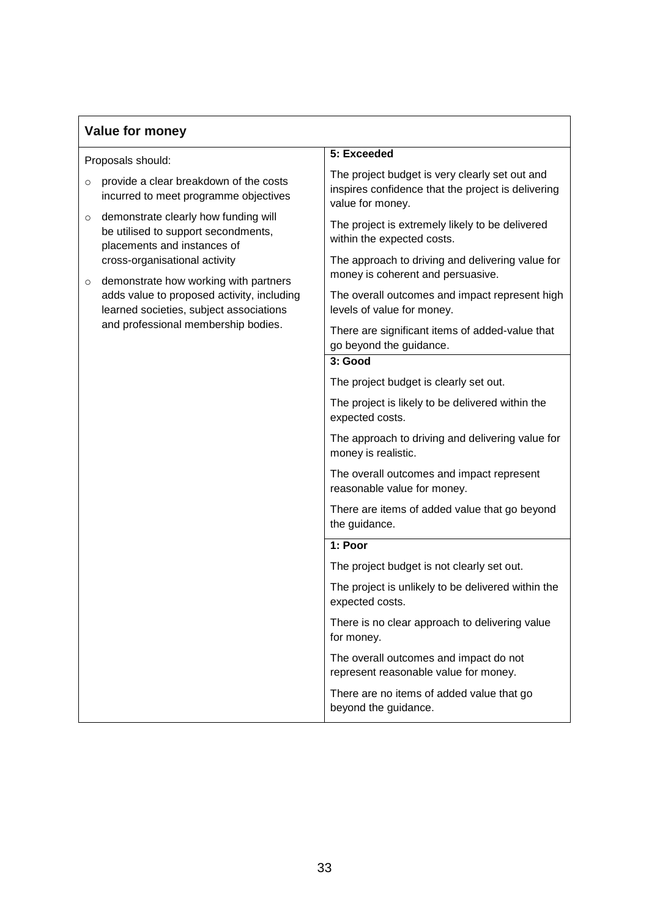| Value for money | |
|---|---|
| Proposals should:<br><br>- provide a clear breakdown of the costs incurred to meet programme objectives<br>- demonstrate clearly how funding will be utilised to support secondments, placements and instances of cross-organisational activity<br>- demonstrate how working with partners adds value to proposed activity, including learned societies, subject associations and professional membership bodies. | **5: Exceeded**<br><br>The project budget is very clearly set out and inspires confidence that the project is delivering value for money.<br><br>The project is extremely likely to be delivered within the expected costs.<br><br>The approach to driving and delivering value for money is coherent and persuasive.<br><br>The overall outcomes and impact represent high levels of value for money.<br><br>There are significant items of added-value that go beyond the guidance. |
| | **3: Good**<br><br>The project budget is clearly set out.<br><br>The project is likely to be delivered within the expected costs.<br><br>The approach to driving and delivering value for money is realistic.<br><br>The overall outcomes and impact represent reasonable value for money.<br><br>There are items of added value that go beyond the guidance. |
| | **1: Poor**<br><br>The project budget is not clearly set out.<br><br>The project is unlikely to be delivered within the expected costs.<br><br>There is no clear approach to delivering value for money.<br><br>The overall outcomes and impact do not represent reasonable value for money.<br><br>There are no items of added value that go beyond the guidance. |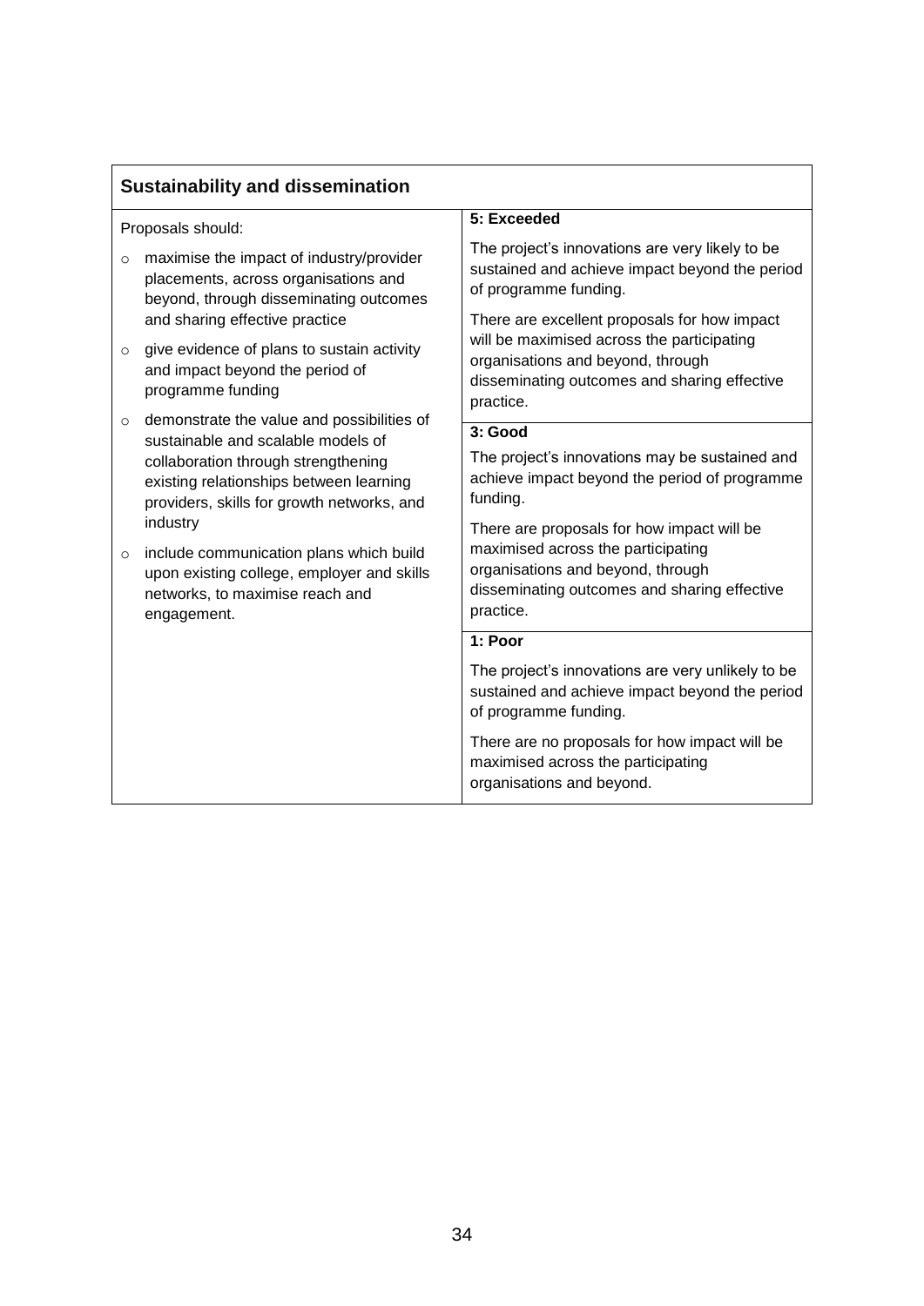| Sustainability and dissemination | |
|---|---|
| Proposals should:<br>◦ maximise the impact of industry/provider placements, across organisations and beyond, through disseminating outcomes and sharing effective practice<br>◦ give evidence of plans to sustain activity and impact beyond the period of programme funding<br>◦ demonstrate the value and possibilities of sustainable and scalable models of collaboration through strengthening existing relationships between learning providers, skills for growth networks, and industry<br>◦ include communication plans which build upon existing college, employer and skills networks, to maximise reach and engagement. | **5: Exceeded**<br>The project's innovations are very likely to be sustained and achieve impact beyond the period of programme funding.<br>There are excellent proposals for how impact will be maximised across the participating organisations and beyond, through disseminating outcomes and sharing effective practice. |
| | **3: Good**<br>The project's innovations may be sustained and achieve impact beyond the period of programme funding.<br>There are proposals for how impact will be maximised across the participating organisations and beyond, through disseminating outcomes and sharing effective practice. |
| | **1: Poor**<br>The project's innovations are very unlikely to be sustained and achieve impact beyond the period of programme funding.<br>There are no proposals for how impact will be maximised across the participating organisations and beyond. |